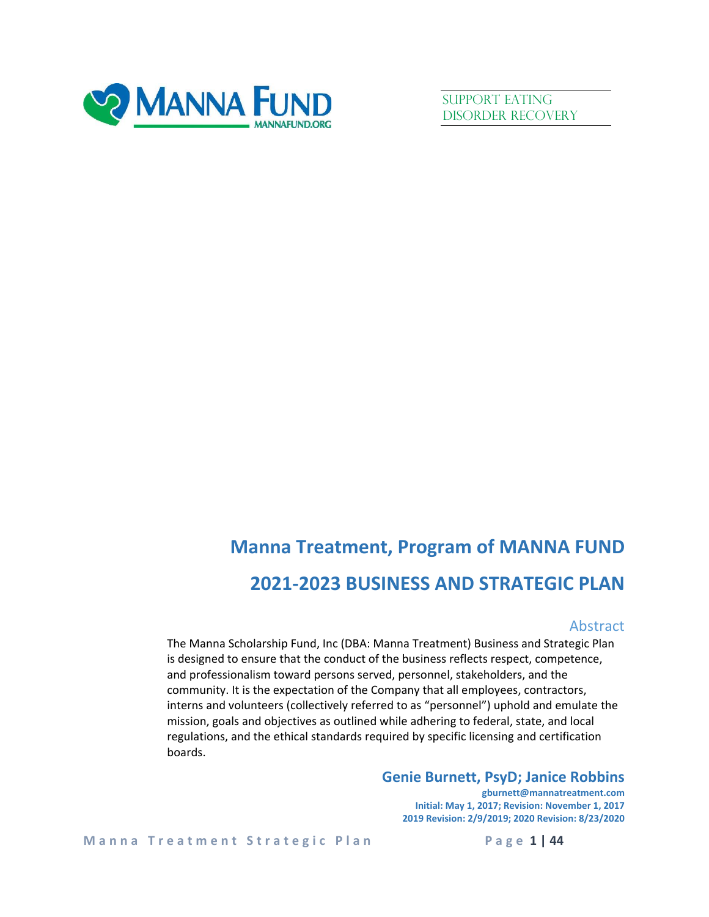MANNA FUND

MANNAFUND.ORG

SUPPORT EATING DISORDER RECOVERY

# Manna Treatment, Program of MANNA FUND

# 2021-2023 BUSINESS AND STRATEGIC PLAN

## Abstract

The Manna Scholarship Fund, Inc (DBA: Manna Treatment) Business and Strategic Plan is designed to ensure that the conduct of the business reflects respect, competence, and professionalism toward persons served, personnel, stakeholders, and the community. It is the expectation of the Company that all employees, contractors, interns and volunteers (collectively referred to as "personnel") uphold and emulate the mission, goals and objectives as outlined while adhering to federal, state, and local regulations, and the ethical standards required by specific licensing and certification boards.

**Genie Burnett, PsyD; Janice Robbins**

**gburnett@mannatreatment.com**

**Initial: May 1, 2017; Revision: November 1, 2017**

**2019 Revision: 2/9/2019; 2020 Revision: 8/23/2020**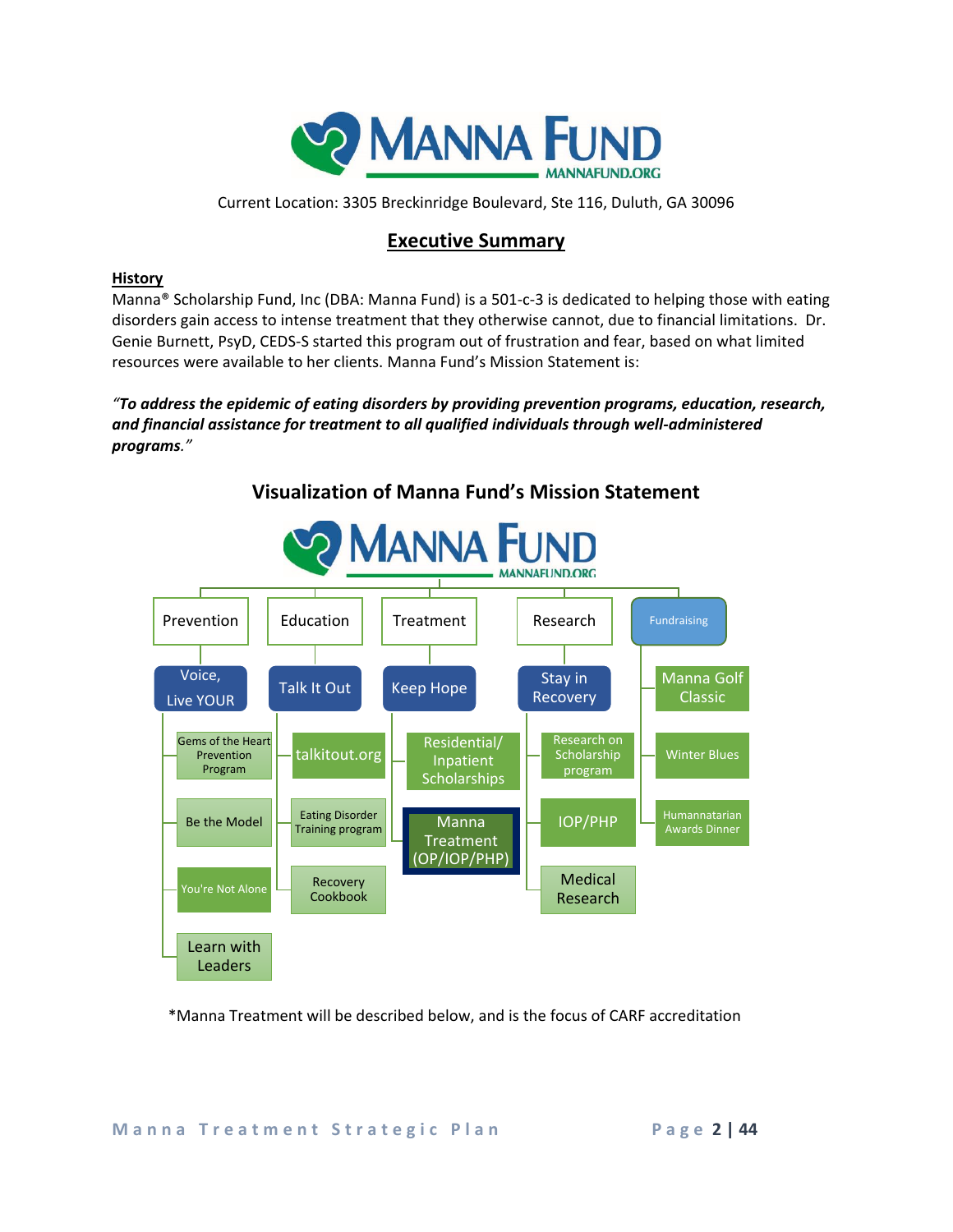Current Location: 3305 Breckinridge Boulevard, Ste 116, Duluth, GA 30096

## Executive Summary

**History**

Manna® Scholarship Fund, Inc (DBA: Manna Fund) is a 501-c-3 is dedicated to helping those with eating disorders gain access to intense treatment that they otherwise cannot, due to financial limitations. Dr. Genie Burnett, PsyD, CEDS-S started this program out of frustration and fear, based on what limited resources were available to her clients. Manna Fund's Mission Statement is:

***"To address the epidemic of eating disorders by providing prevention programs, education, research, and financial assistance for treatment to all qualified individuals through well-administered programs."***

### Visualization of Manna Fund's Mission Statement

- Prevention
  - Voice, Live YOUR
    - Gems of the Heart Prevention Program
    - Be the Model
    - You're Not Alone
    - Learn with Leaders
- Education
  - Talk It Out
    - talkitout.org
    - Eating Disorder Training program
    - Recovery Cookbook
- Treatment
  - Keep Hope
    - Residential/ Inpatient Scholarships
    - Manna Treatment (OP/IOP/PHP)
- Research
  - Stay in Recovery
    - Research on Scholarship program
    - IOP/PHP
    - Medical Research
- Fundraising
  - Manna Golf Classic
  - Winter Blues
  - Humannatarian Awards Dinner

*Manna Treatment will be described below, and is the focus of CARF accreditation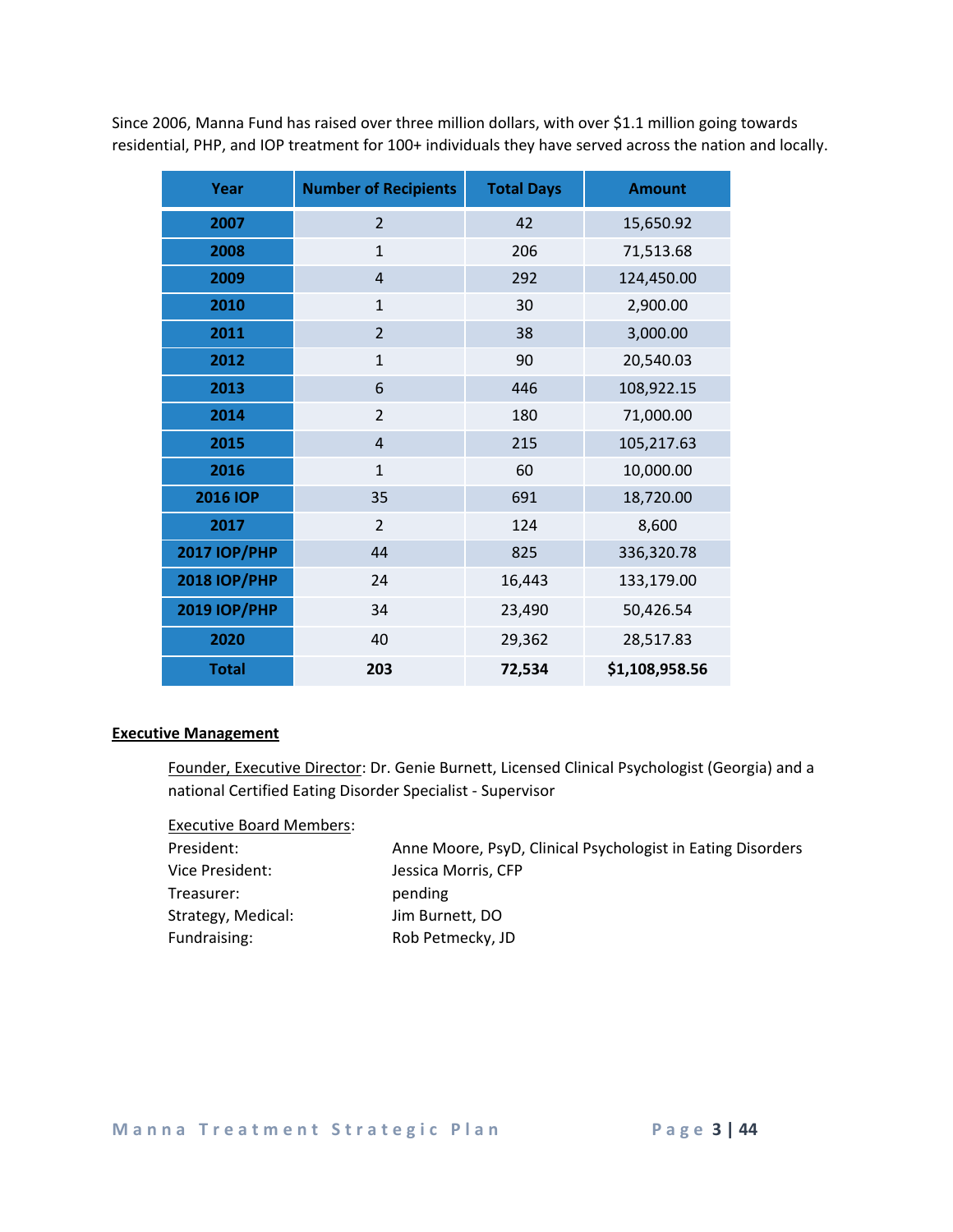Since 2006, Manna Fund has raised over three million dollars, with over $1.1 million going towards residential, PHP, and IOP treatment for 100+ individuals they have served across the nation and locally.

| Year | Number of Recipients | Total Days | Amount |
|---|---|---|---|
| **2007** | 2 | 42 | 15,650.92 |
| **2008** | 1 | 206 | 71,513.68 |
| **2009** | 4 | 292 | 124,450.00 |
| **2010** | 1 | 30 | 2,900.00 |
| **2011** | 2 | 38 | 3,000.00 |
| **2012** | 1 | 90 | 20,540.03 |
| **2013** | 6 | 446 | 108,922.15 |
| **2014** | 2 | 180 | 71,000.00 |
| **2015** | 4 | 215 | 105,217.63 |
| **2016** | 1 | 60 | 10,000.00 |
| **2016 IOP** | 35 | 691 | 18,720.00 |
| **2017** | 2 | 124 | 8,600 |
| **2017 IOP/PHP** | 44 | 825 | 336,320.78 |
| **2018 IOP/PHP** | 24 | 16,443 | 133,179.00 |
| **2019 IOP/PHP** | 34 | 23,490 | 50,426.54 |
| **2020** | 40 | 29,362 | 28,517.83 |
| **Total** | **203** | **72,534** | **$1,108,958.56** |

**Executive Management**

Founder, Executive Director: Dr. Genie Burnett, Licensed Clinical Psychologist (Georgia) and a national Certified Eating Disorder Specialist - Supervisor

Executive Board Members:

President: Anne Moore, PsyD, Clinical Psychologist in Eating Disorders
Vice President: Jessica Morris, CFP
Treasurer: pending
Strategy, Medical: Jim Burnett, DO
Fundraising: Rob Petmecky, JD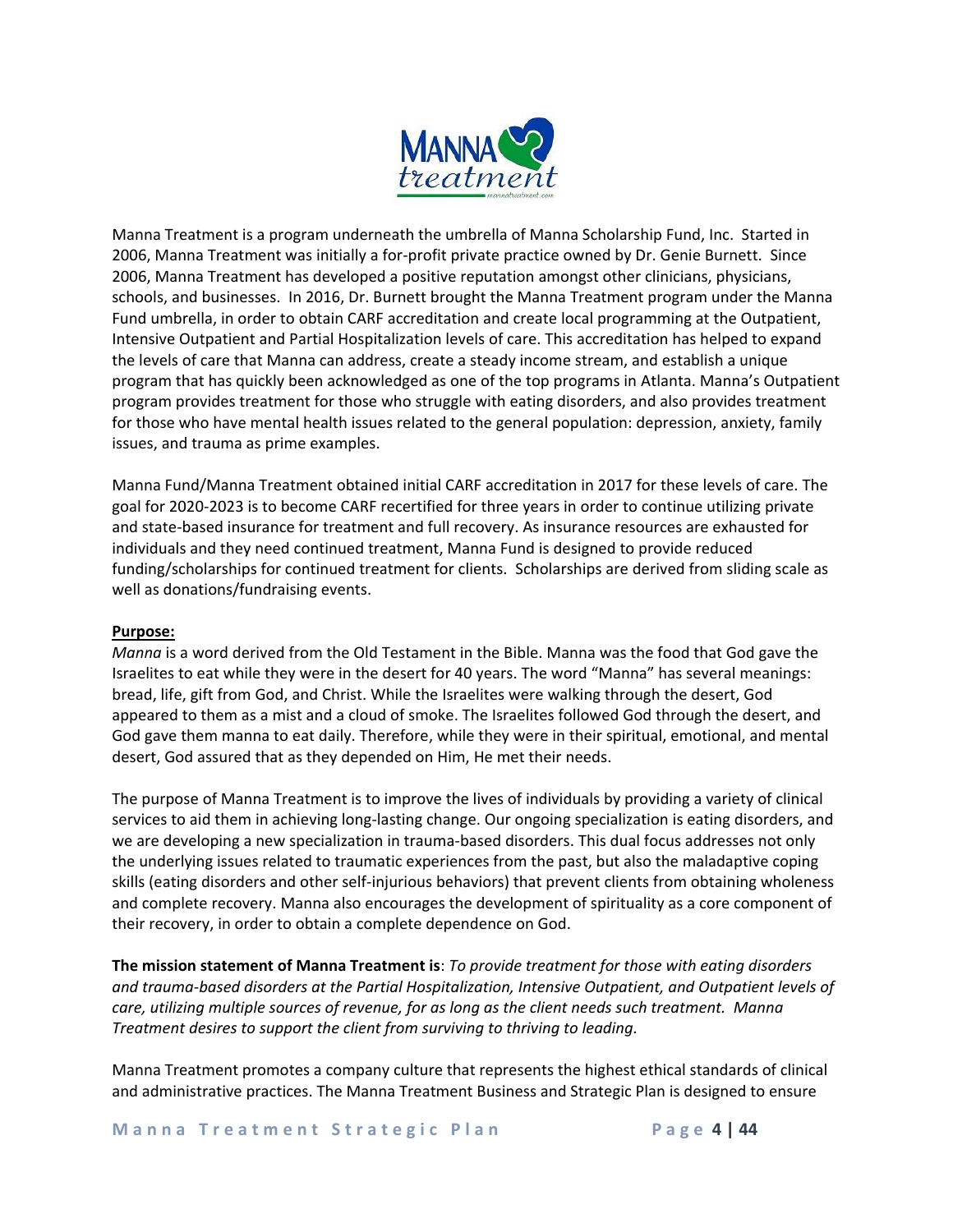Manna Treatment is a program underneath the umbrella of Manna Scholarship Fund, Inc. Started in 2006, Manna Treatment was initially a for-profit private practice owned by Dr. Genie Burnett. Since 2006, Manna Treatment has developed a positive reputation amongst other clinicians, physicians, schools, and businesses. In 2016, Dr. Burnett brought the Manna Treatment program under the Manna Fund umbrella, in order to obtain CARF accreditation and create local programming at the Outpatient, Intensive Outpatient and Partial Hospitalization levels of care. This accreditation has helped to expand the levels of care that Manna can address, create a steady income stream, and establish a unique program that has quickly been acknowledged as one of the top programs in Atlanta. Manna's Outpatient program provides treatment for those who struggle with eating disorders, and also provides treatment for those who have mental health issues related to the general population: depression, anxiety, family issues, and trauma as prime examples.

Manna Fund/Manna Treatment obtained initial CARF accreditation in 2017 for these levels of care. The goal for 2020-2023 is to become CARF recertified for three years in order to continue utilizing private and state-based insurance for treatment and full recovery. As insurance resources are exhausted for individuals and they need continued treatment, Manna Fund is designed to provide reduced funding/scholarships for continued treatment for clients. Scholarships are derived from sliding scale as well as donations/fundraising events.

**<u>Purpose:</u>**

*Manna* is a word derived from the Old Testament in the Bible. Manna was the food that God gave the Israelites to eat while they were in the desert for 40 years. The word "Manna" has several meanings: bread, life, gift from God, and Christ. While the Israelites were walking through the desert, God appeared to them as a mist and a cloud of smoke. The Israelites followed God through the desert, and God gave them manna to eat daily. Therefore, while they were in their spiritual, emotional, and mental desert, God assured that as they depended on Him, He met their needs.

The purpose of Manna Treatment is to improve the lives of individuals by providing a variety of clinical services to aid them in achieving long-lasting change. Our ongoing specialization is eating disorders, and we are developing a new specialization in trauma-based disorders. This dual focus addresses not only the underlying issues related to traumatic experiences from the past, but also the maladaptive coping skills (eating disorders and other self-injurious behaviors) that prevent clients from obtaining wholeness and complete recovery. Manna also encourages the development of spirituality as a core component of their recovery, in order to obtain a complete dependence on God.

**The mission statement of Manna Treatment is**: *To provide treatment for those with eating disorders and trauma-based disorders at the Partial Hospitalization, Intensive Outpatient, and Outpatient levels of care, utilizing multiple sources of revenue, for as long as the client needs such treatment. Manna Treatment desires to support the client from surviving to thriving to leading.*

Manna Treatment promotes a company culture that represents the highest ethical standards of clinical and administrative practices. The Manna Treatment Business and Strategic Plan is designed to ensure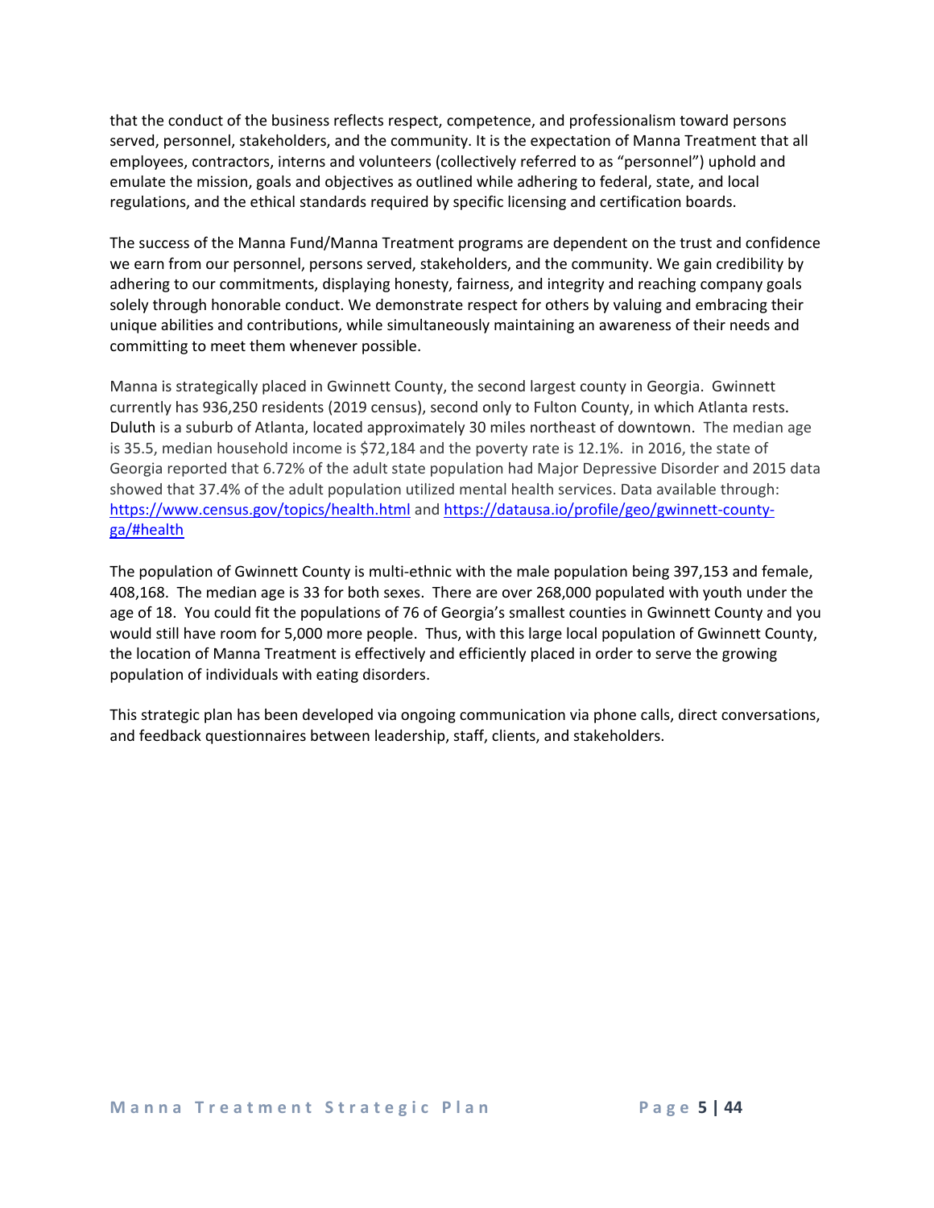that the conduct of the business reflects respect, competence, and professionalism toward persons served, personnel, stakeholders, and the community. It is the expectation of Manna Treatment that all employees, contractors, interns and volunteers (collectively referred to as "personnel") uphold and emulate the mission, goals and objectives as outlined while adhering to federal, state, and local regulations, and the ethical standards required by specific licensing and certification boards.

The success of the Manna Fund/Manna Treatment programs are dependent on the trust and confidence we earn from our personnel, persons served, stakeholders, and the community. We gain credibility by adhering to our commitments, displaying honesty, fairness, and integrity and reaching company goals solely through honorable conduct. We demonstrate respect for others by valuing and embracing their unique abilities and contributions, while simultaneously maintaining an awareness of their needs and committing to meet them whenever possible.

Manna is strategically placed in Gwinnett County, the second largest county in Georgia. Gwinnett currently has 936,250 residents (2019 census), second only to Fulton County, in which Atlanta rests. Duluth is a suburb of Atlanta, located approximately 30 miles northeast of downtown. The median age is 35.5, median household income is $72,184 and the poverty rate is 12.1%. in 2016, the state of Georgia reported that 6.72% of the adult state population had Major Depressive Disorder and 2015 data showed that 37.4% of the adult population utilized mental health services. Data available through: https://www.census.gov/topics/health.html and https://datausa.io/profile/geo/gwinnett-county-ga/#health

The population of Gwinnett County is multi-ethnic with the male population being 397,153 and female, 408,168. The median age is 33 for both sexes. There are over 268,000 populated with youth under the age of 18. You could fit the populations of 76 of Georgia's smallest counties in Gwinnett County and you would still have room for 5,000 more people. Thus, with this large local population of Gwinnett County, the location of Manna Treatment is effectively and efficiently placed in order to serve the growing population of individuals with eating disorders.

This strategic plan has been developed via ongoing communication via phone calls, direct conversations, and feedback questionnaires between leadership, staff, clients, and stakeholders.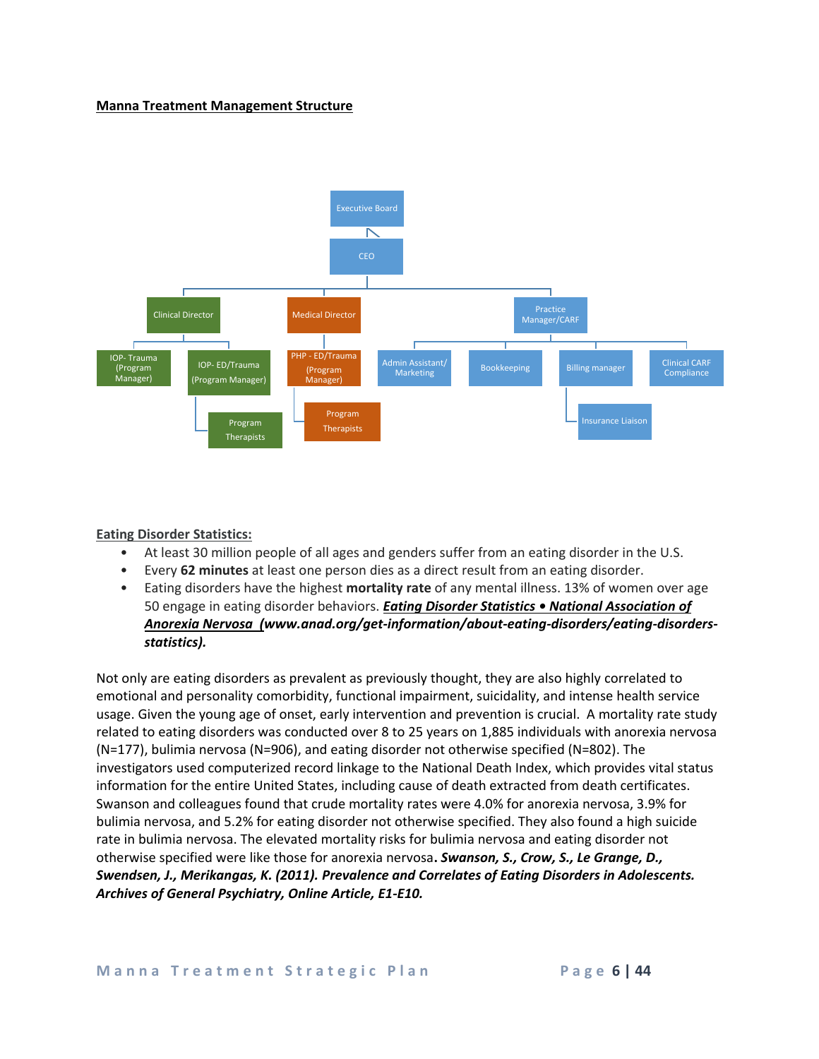**Manna Treatment Management Structure**

- Executive Board
  - CEO
    - Clinical Director
      - IOP- Trauma (Program Manager)
      - IOP- ED/Trauma (Program Manager)
        - Program Therapists
    - Medical Director
      - PHP - ED/Trauma (Program Manager)
        - Program Therapists
    - Practice Manager/CARF
      - Admin Assistant/ Marketing
      - Bookkeeping
      - Billing manager
        - Insurance Liaison
      - Clinical CARF Compliance

**Eating Disorder Statistics:**

- At least 30 million people of all ages and genders suffer from an eating disorder in the U.S.
- Every **62 minutes** at least one person dies as a direct result from an eating disorder.
- Eating disorders have the highest **mortality rate** of any mental illness. 13% of women over age 50 engage in eating disorder behaviors. ***Eating Disorder Statistics • National Association of Anorexia Nervosa (www.anad.org/get-information/about-eating-disorders/eating-disorders-statistics).***

Not only are eating disorders as prevalent as previously thought, they are also highly correlated to emotional and personality comorbidity, functional impairment, suicidality, and intense health service usage. Given the young age of onset, early intervention and prevention is crucial. A mortality rate study related to eating disorders was conducted over 8 to 25 years on 1,885 individuals with anorexia nervosa (N=177), bulimia nervosa (N=906), and eating disorder not otherwise specified (N=802). The investigators used computerized record linkage to the National Death Index, which provides vital status information for the entire United States, including cause of death extracted from death certificates. Swanson and colleagues found that crude mortality rates were 4.0% for anorexia nervosa, 3.9% for bulimia nervosa, and 5.2% for eating disorder not otherwise specified. They also found a high suicide rate in bulimia nervosa. The elevated mortality risks for bulimia nervosa and eating disorder not otherwise specified were like those for anorexia nervosa**. *Swanson, S., Crow, S., Le Grange, D., Swendsen, J., Merikangas, K. (2011). Prevalence and Correlates of Eating Disorders in Adolescents. Archives of General Psychiatry, Online Article, E1-E10.***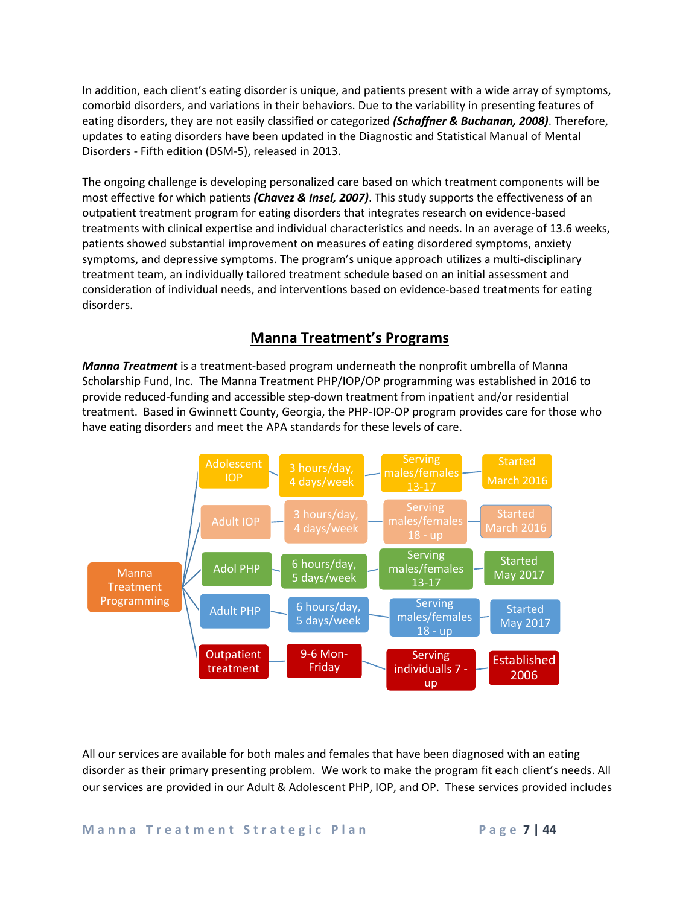In addition, each client's eating disorder is unique, and patients present with a wide array of symptoms, comorbid disorders, and variations in their behaviors. Due to the variability in presenting features of eating disorders, they are not easily classified or categorized ***(Schaffner & Buchanan, 2008)***. Therefore, updates to eating disorders have been updated in the Diagnostic and Statistical Manual of Mental Disorders - Fifth edition (DSM-5), released in 2013.

The ongoing challenge is developing personalized care based on which treatment components will be most effective for which patients ***(Chavez & Insel, 2007)***. This study supports the effectiveness of an outpatient treatment program for eating disorders that integrates research on evidence-based treatments with clinical expertise and individual characteristics and needs. In an average of 13.6 weeks, patients showed substantial improvement on measures of eating disordered symptoms, anxiety symptoms, and depressive symptoms. The program's unique approach utilizes a multi-disciplinary treatment team, an individually tailored treatment schedule based on an initial assessment and consideration of individual needs, and interventions based on evidence-based treatments for eating disorders.

## Manna Treatment's Programs

***Manna Treatment*** is a treatment-based program underneath the nonprofit umbrella of Manna Scholarship Fund, Inc. The Manna Treatment PHP/IOP/OP programming was established in 2016 to provide reduced-funding and accessible step-down treatment from inpatient and/or residential treatment. Based in Gwinnett County, Georgia, the PHP-IOP-OP program provides care for those who have eating disorders and meet the APA standards for these levels of care.

Manna Treatment Programming

| Program | Schedule | Serving | Start |
|---|---|---|---|
| Adolescent IOP | 3 hours/day, 4 days/week | Serving males/females 13-17 | Started March 2016 |
| Adult IOP | 3 hours/day, 4 days/week | Serving males/females 18 - up | Started March 2016 |
| Adol PHP | 6 hours/day, 5 days/week | Serving males/females 13-17 | Started May 2017 |
| Adult PHP | 6 hours/day, 5 days/week | Serving males/females 18 - up | Started May 2017 |
| Outpatient treatment | 9-6 Mon-Friday | Serving individualls 7 - up | Established 2006 |

All our services are available for both males and females that have been diagnosed with an eating disorder as their primary presenting problem. We work to make the program fit each client's needs. All our services are provided in our Adult & Adolescent PHP, IOP, and OP. These services provided includes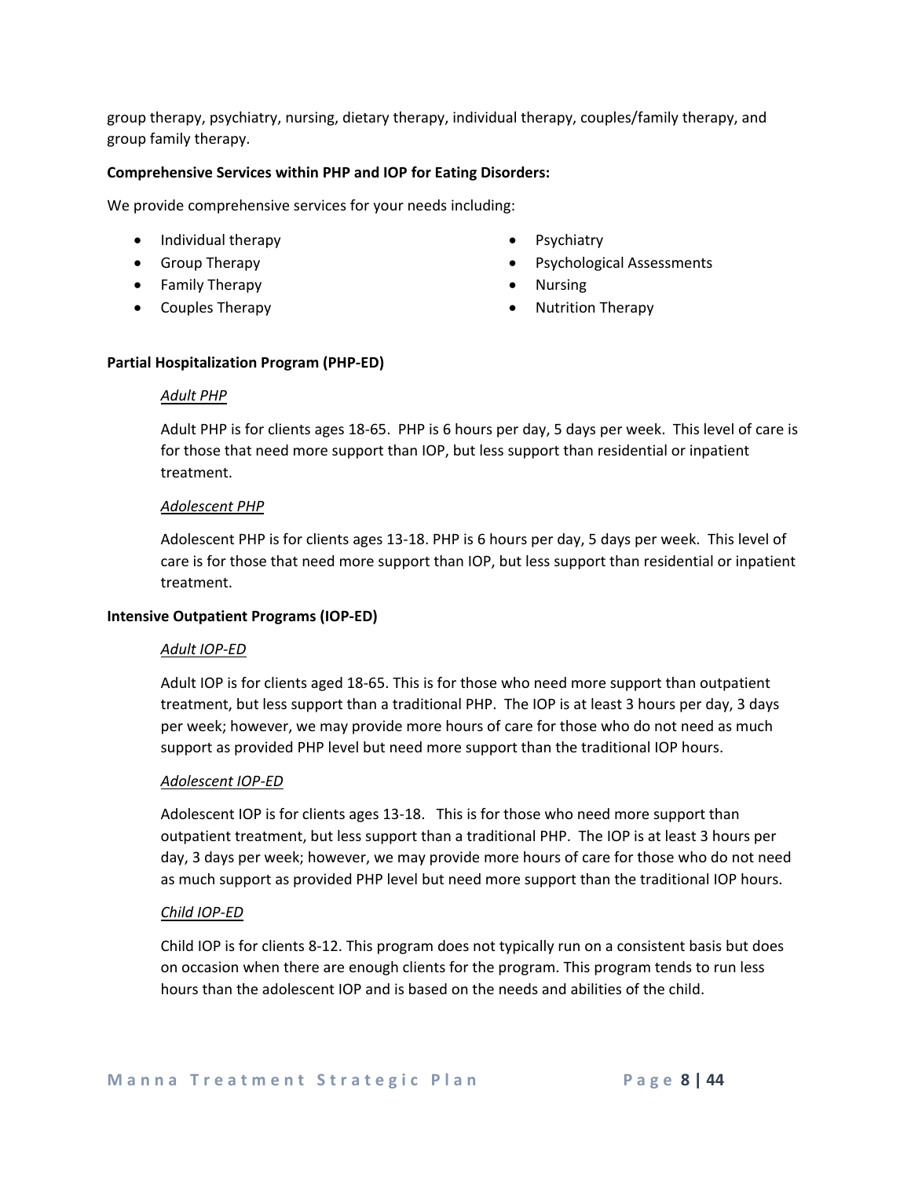group therapy, psychiatry, nursing, dietary therapy, individual therapy, couples/family therapy, and group family therapy.

**Comprehensive Services within PHP and IOP for Eating Disorders:**

We provide comprehensive services for your needs including:

- Individual therapy
- Group Therapy
- Family Therapy
- Couples Therapy
- Psychiatry
- Psychological Assessments
- Nursing
- Nutrition Therapy

**Partial Hospitalization Program (PHP-ED)**

*Adult PHP*

Adult PHP is for clients ages 18-65. PHP is 6 hours per day, 5 days per week. This level of care is for those that need more support than IOP, but less support than residential or inpatient treatment.

*Adolescent PHP*

Adolescent PHP is for clients ages 13-18. PHP is 6 hours per day, 5 days per week. This level of care is for those that need more support than IOP, but less support than residential or inpatient treatment.

**Intensive Outpatient Programs (IOP-ED)**

*Adult IOP-ED*

Adult IOP is for clients aged 18-65. This is for those who need more support than outpatient treatment, but less support than a traditional PHP. The IOP is at least 3 hours per day, 3 days per week; however, we may provide more hours of care for those who do not need as much support as provided PHP level but need more support than the traditional IOP hours.

*Adolescent IOP-ED*

Adolescent IOP is for clients ages 13-18. This is for those who need more support than outpatient treatment, but less support than a traditional PHP. The IOP is at least 3 hours per day, 3 days per week; however, we may provide more hours of care for those who do not need as much support as provided PHP level but need more support than the traditional IOP hours.

*Child IOP-ED*

Child IOP is for clients 8-12. This program does not typically run on a consistent basis but does on occasion when there are enough clients for the program. This program tends to run less hours than the adolescent IOP and is based on the needs and abilities of the child.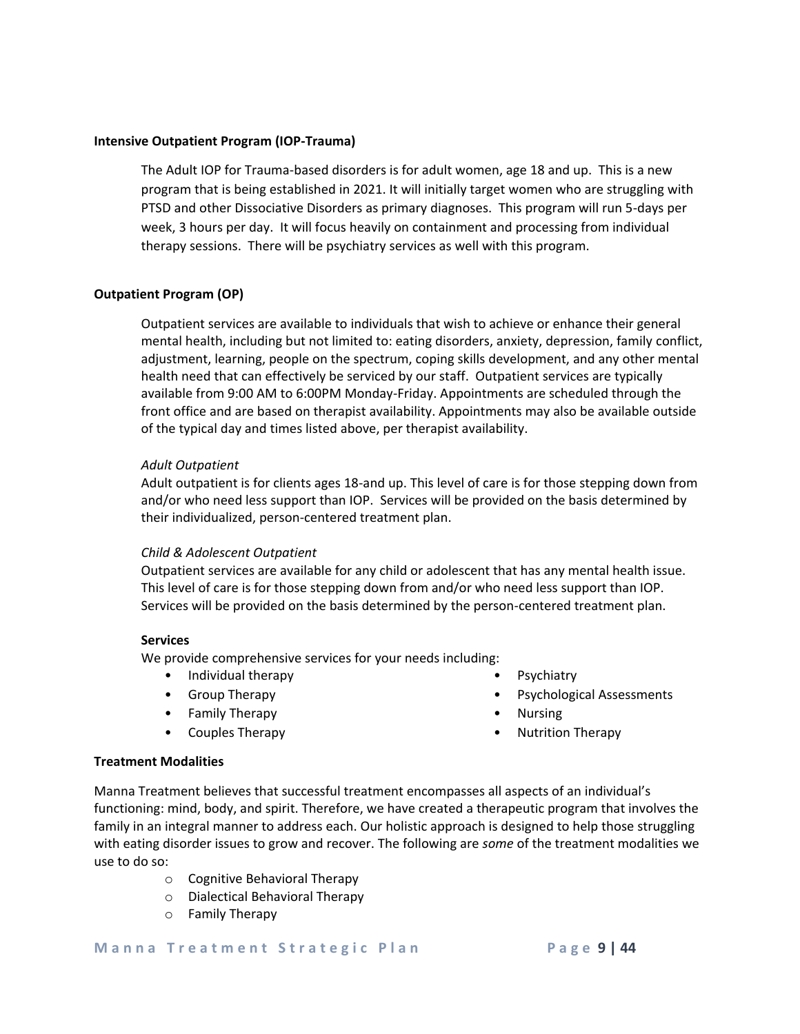### Intensive Outpatient Program (IOP-Trauma)

The Adult IOP for Trauma-based disorders is for adult women, age 18 and up. This is a new program that is being established in 2021. It will initially target women who are struggling with PTSD and other Dissociative Disorders as primary diagnoses. This program will run 5-days per week, 3 hours per day. It will focus heavily on containment and processing from individual therapy sessions. There will be psychiatry services as well with this program.

### Outpatient Program (OP)

Outpatient services are available to individuals that wish to achieve or enhance their general mental health, including but not limited to: eating disorders, anxiety, depression, family conflict, adjustment, learning, people on the spectrum, coping skills development, and any other mental health need that can effectively be serviced by our staff. Outpatient services are typically available from 9:00 AM to 6:00PM Monday-Friday. Appointments are scheduled through the front office and are based on therapist availability. Appointments may also be available outside of the typical day and times listed above, per therapist availability.

*Adult Outpatient*

Adult outpatient is for clients ages 18-and up. This level of care is for those stepping down from and/or who need less support than IOP. Services will be provided on the basis determined by their individualized, person-centered treatment plan.

*Child & Adolescent Outpatient*

Outpatient services are available for any child or adolescent that has any mental health issue. This level of care is for those stepping down from and/or who need less support than IOP. Services will be provided on the basis determined by the person-centered treatment plan.

**Services**

We provide comprehensive services for your needs including:

- Individual therapy
- Group Therapy
- Family Therapy
- Couples Therapy
- Psychiatry
- Psychological Assessments
- Nursing
- Nutrition Therapy

### Treatment Modalities

Manna Treatment believes that successful treatment encompasses all aspects of an individual's functioning: mind, body, and spirit. Therefore, we have created a therapeutic program that involves the family in an integral manner to address each. Our holistic approach is designed to help those struggling with eating disorder issues to grow and recover. The following are *some* of the treatment modalities we use to do so:

- Cognitive Behavioral Therapy
- Dialectical Behavioral Therapy
- Family Therapy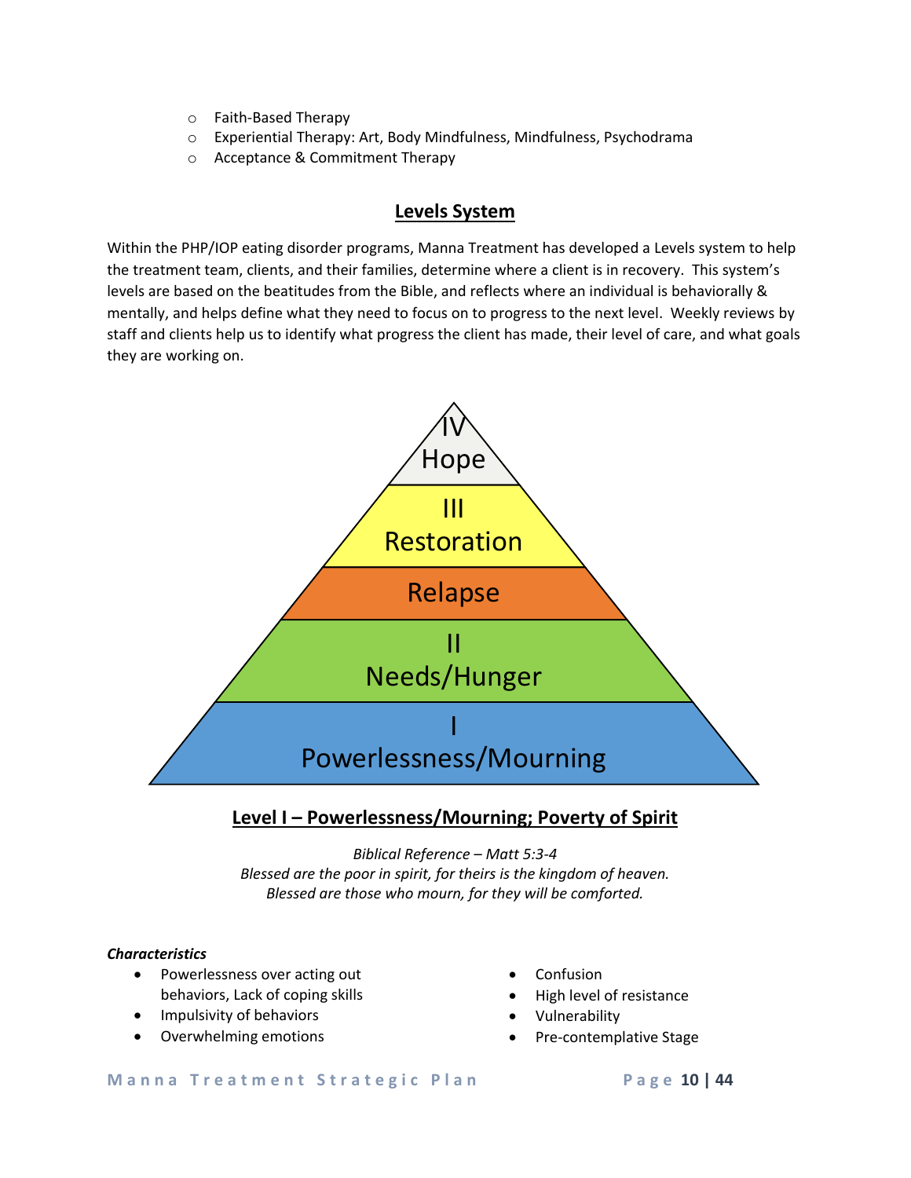- Faith-Based Therapy
- Experiential Therapy: Art, Body Mindfulness, Mindfulness, Psychodrama
- Acceptance & Commitment Therapy

## Levels System

Within the PHP/IOP eating disorder programs, Manna Treatment has developed a Levels system to help the treatment team, clients, and their families, determine where a client is in recovery. This system's levels are based on the beatitudes from the Bible, and reflects where an individual is behaviorally & mentally, and helps define what they need to focus on to progress to the next level. Weekly reviews by staff and clients help us to identify what progress the client has made, their level of care, and what goals they are working on.

IV
Hope

III
Restoration

Relapse

II
Needs/Hunger

I
Powerlessness/Mourning

### Level I – Powerlessness/Mourning; Poverty of Spirit

*Biblical Reference – Matt 5:3-4*
*Blessed are the poor in spirit, for theirs is the kingdom of heaven.*
*Blessed are those who mourn, for they will be comforted.*

***Characteristics***

- Powerlessness over acting out behaviors, Lack of coping skills
- Impulsivity of behaviors
- Overwhelming emotions
- Confusion
- High level of resistance
- Vulnerability
- Pre-contemplative Stage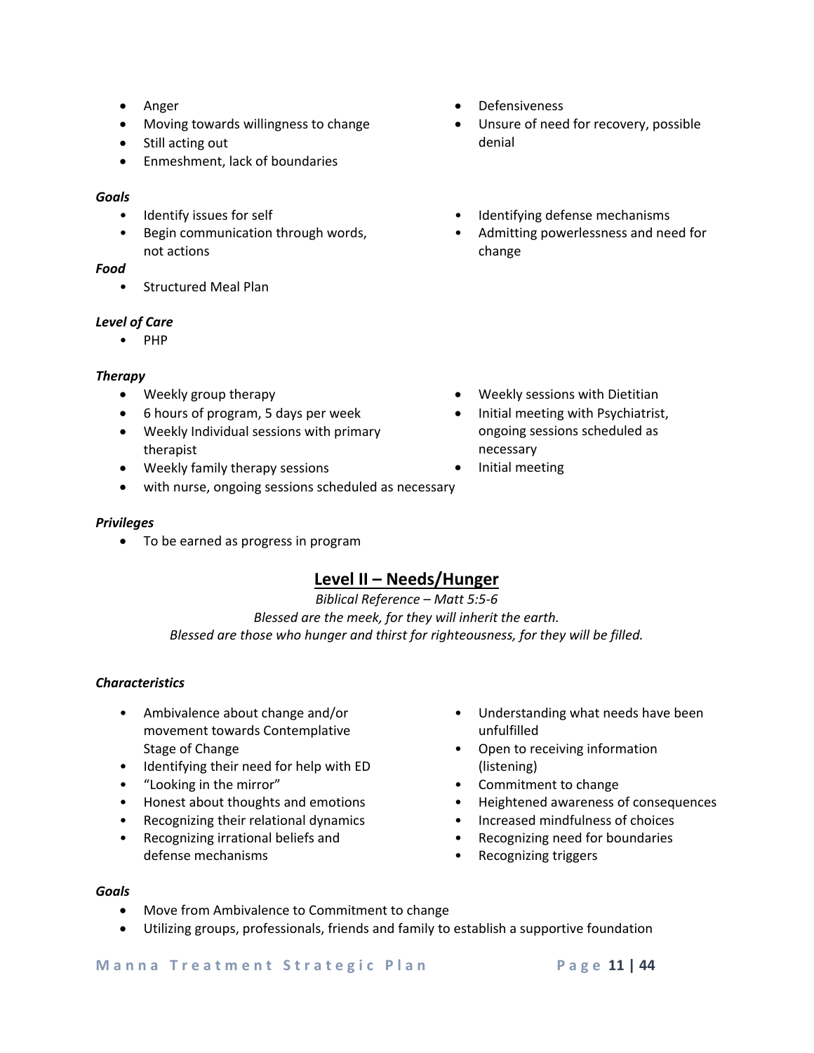- Anger
- Moving towards willingness to change
- Still acting out
- Enmeshment, lack of boundaries
- Defensiveness
- Unsure of need for recovery, possible denial

***Goals***

- Identify issues for self
- Begin communication through words, not actions
- Identifying defense mechanisms
- Admitting powerlessness and need for change

***Food***

- Structured Meal Plan

***Level of Care***

- PHP

***Therapy***

- Weekly group therapy
- 6 hours of program, 5 days per week
- Weekly Individual sessions with primary therapist
- Weekly family therapy sessions
- Weekly sessions with Dietitian
- Initial meeting with Psychiatrist, ongoing sessions scheduled as necessary
- Initial meeting
- with nurse, ongoing sessions scheduled as necessary

***Privileges***

- To be earned as progress in program

## Level II – Needs/Hunger

*Biblical Reference – Matt 5:5-6*

*Blessed are the meek, for they will inherit the earth.*

*Blessed are those who hunger and thirst for righteousness, for they will be filled.*

***Characteristics***

- Ambivalence about change and/or movement towards Contemplative Stage of Change
- Identifying their need for help with ED
- "Looking in the mirror"
- Honest about thoughts and emotions
- Recognizing their relational dynamics
- Recognizing irrational beliefs and defense mechanisms
- Understanding what needs have been unfulfilled
- Open to receiving information (listening)
- Commitment to change
- Heightened awareness of consequences
- Increased mindfulness of choices
- Recognizing need for boundaries
- Recognizing triggers

***Goals***

- Move from Ambivalence to Commitment to change
- Utilizing groups, professionals, friends and family to establish a supportive foundation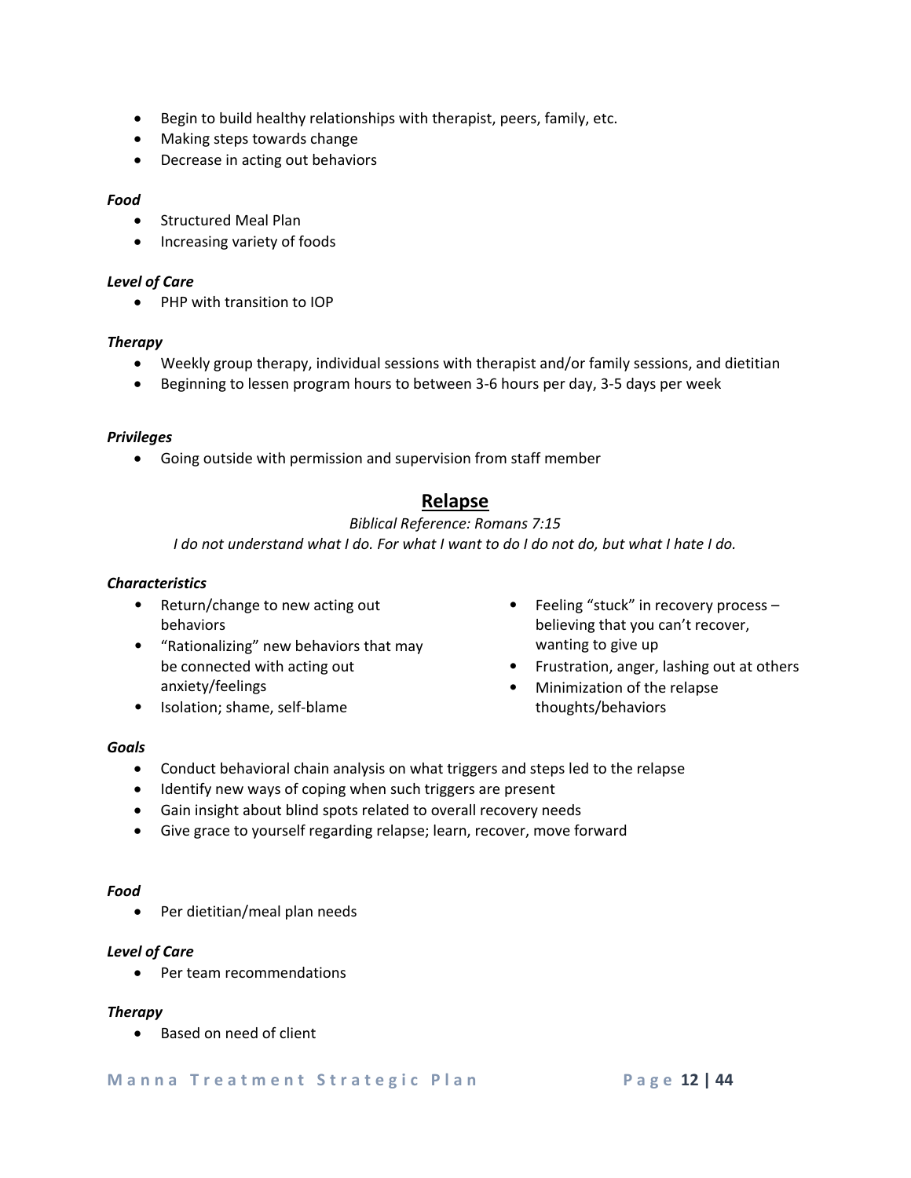- Begin to build healthy relationships with therapist, peers, family, etc.
- Making steps towards change
- Decrease in acting out behaviors

***Food***

- Structured Meal Plan
- Increasing variety of foods

***Level of Care***

- PHP with transition to IOP

***Therapy***

- Weekly group therapy, individual sessions with therapist and/or family sessions, and dietitian
- Beginning to lessen program hours to between 3-6 hours per day, 3-5 days per week

***Privileges***

- Going outside with permission and supervision from staff member

## Relapse

*Biblical Reference: Romans 7:15*

*I do not understand what I do. For what I want to do I do not do, but what I hate I do.*

***Characteristics***

- Return/change to new acting out behaviors
- "Rationalizing" new behaviors that may be connected with acting out anxiety/feelings
- Isolation; shame, self-blame
- Feeling "stuck" in recovery process – believing that you can't recover, wanting to give up
- Frustration, anger, lashing out at others
- Minimization of the relapse thoughts/behaviors

***Goals***

- Conduct behavioral chain analysis on what triggers and steps led to the relapse
- Identify new ways of coping when such triggers are present
- Gain insight about blind spots related to overall recovery needs
- Give grace to yourself regarding relapse; learn, recover, move forward

***Food***

- Per dietitian/meal plan needs

***Level of Care***

- Per team recommendations

***Therapy***

- Based on need of client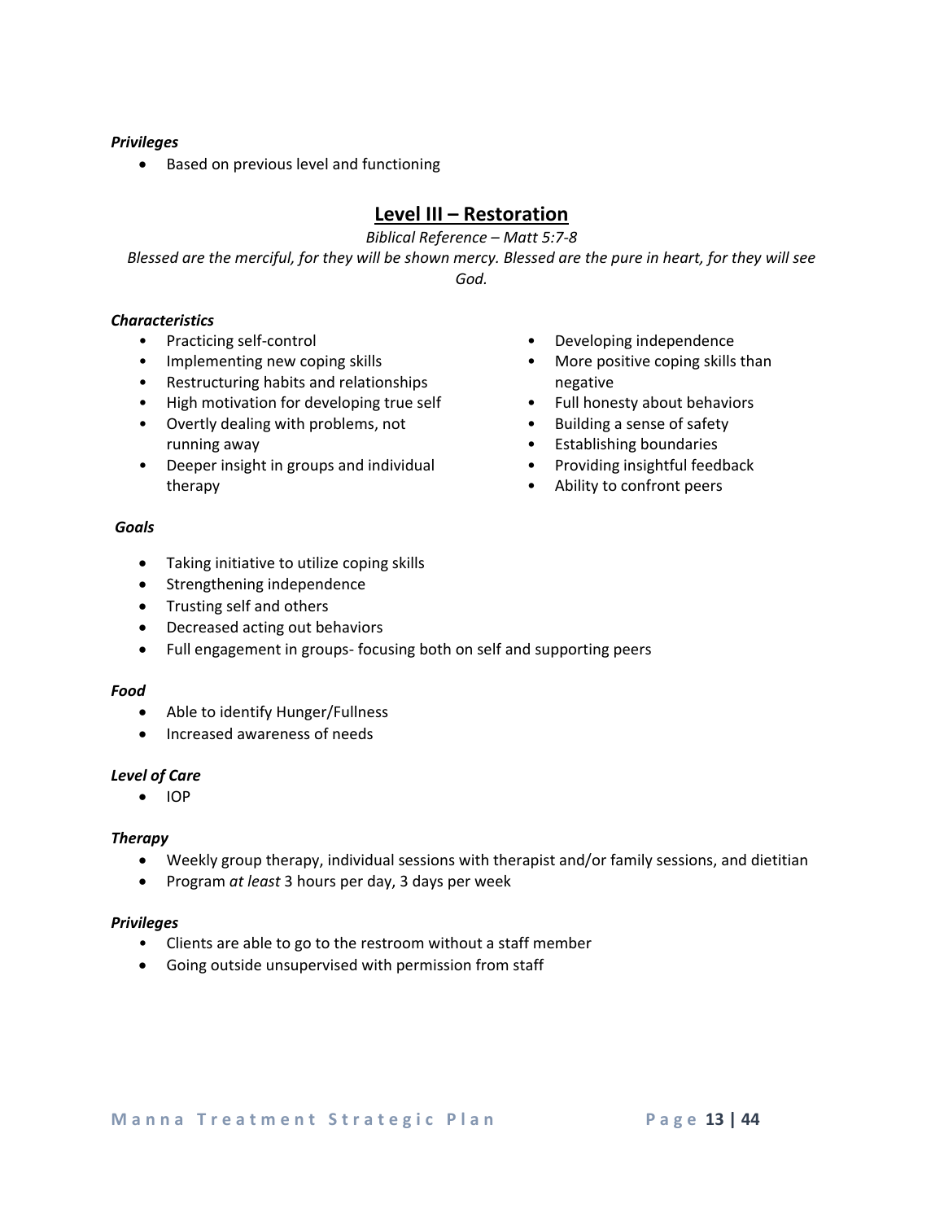***Privileges***

- Based on previous level and functioning

## Level III – Restoration

*Biblical Reference – Matt 5:7-8*

*Blessed are the merciful, for they will be shown mercy. Blessed are the pure in heart, for they will see God.*

***Characteristics***

- Practicing self-control
- Implementing new coping skills
- Restructuring habits and relationships
- High motivation for developing true self
- Overtly dealing with problems, not running away
- Deeper insight in groups and individual therapy
- Developing independence
- More positive coping skills than negative
- Full honesty about behaviors
- Building a sense of safety
- Establishing boundaries
- Providing insightful feedback
- Ability to confront peers

***Goals***

- Taking initiative to utilize coping skills
- Strengthening independence
- Trusting self and others
- Decreased acting out behaviors
- Full engagement in groups- focusing both on self and supporting peers

***Food***

- Able to identify Hunger/Fullness
- Increased awareness of needs

***Level of Care***

- IOP

***Therapy***

- Weekly group therapy, individual sessions with therapist and/or family sessions, and dietitian
- Program *at least* 3 hours per day, 3 days per week

***Privileges***

- Clients are able to go to the restroom without a staff member
- Going outside unsupervised with permission from staff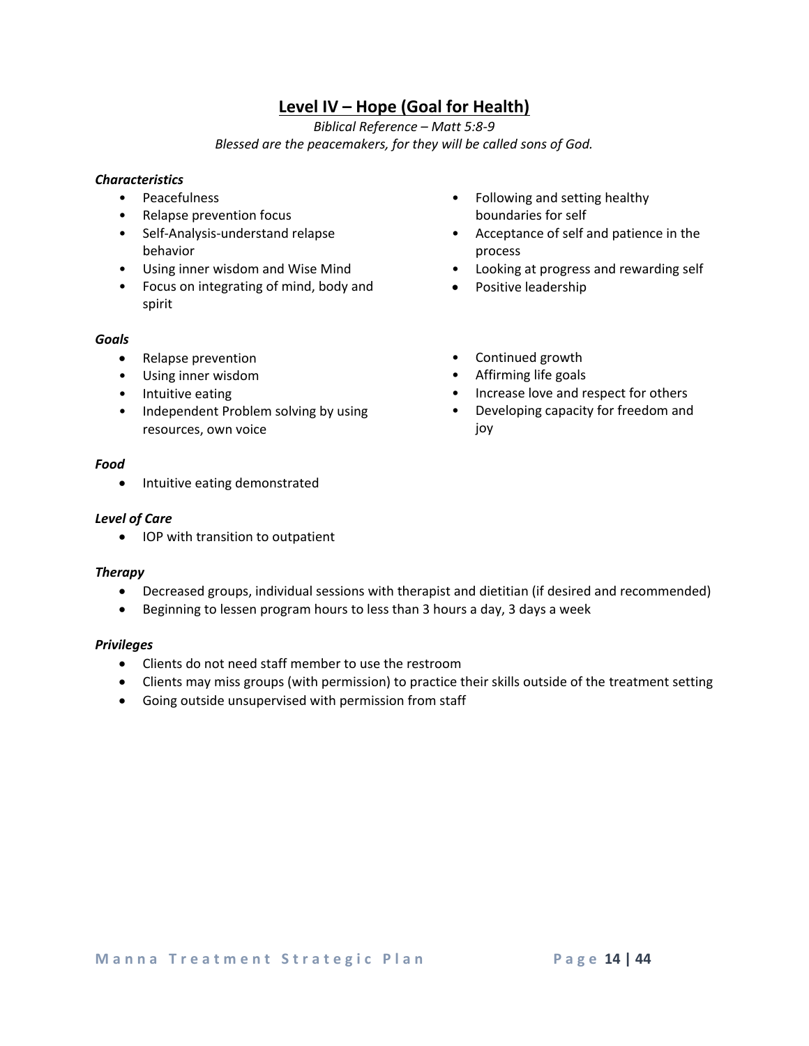## Level IV – Hope (Goal for Health)

*Biblical Reference – Matt 5:8-9*
*Blessed are the peacemakers, for they will be called sons of God.*

***Characteristics***

- Peacefulness
- Relapse prevention focus
- Self-Analysis-understand relapse behavior
- Using inner wisdom and Wise Mind
- Focus on integrating of mind, body and spirit
- Following and setting healthy boundaries for self
- Acceptance of self and patience in the process
- Looking at progress and rewarding self
- Positive leadership

***Goals***

- Relapse prevention
- Using inner wisdom
- Intuitive eating
- Independent Problem solving by using resources, own voice
- Continued growth
- Affirming life goals
- Increase love and respect for others
- Developing capacity for freedom and joy

***Food***

- Intuitive eating demonstrated

***Level of Care***

- IOP with transition to outpatient

***Therapy***

- Decreased groups, individual sessions with therapist and dietitian (if desired and recommended)
- Beginning to lessen program hours to less than 3 hours a day, 3 days a week

***Privileges***

- Clients do not need staff member to use the restroom
- Clients may miss groups (with permission) to practice their skills outside of the treatment setting
- Going outside unsupervised with permission from staff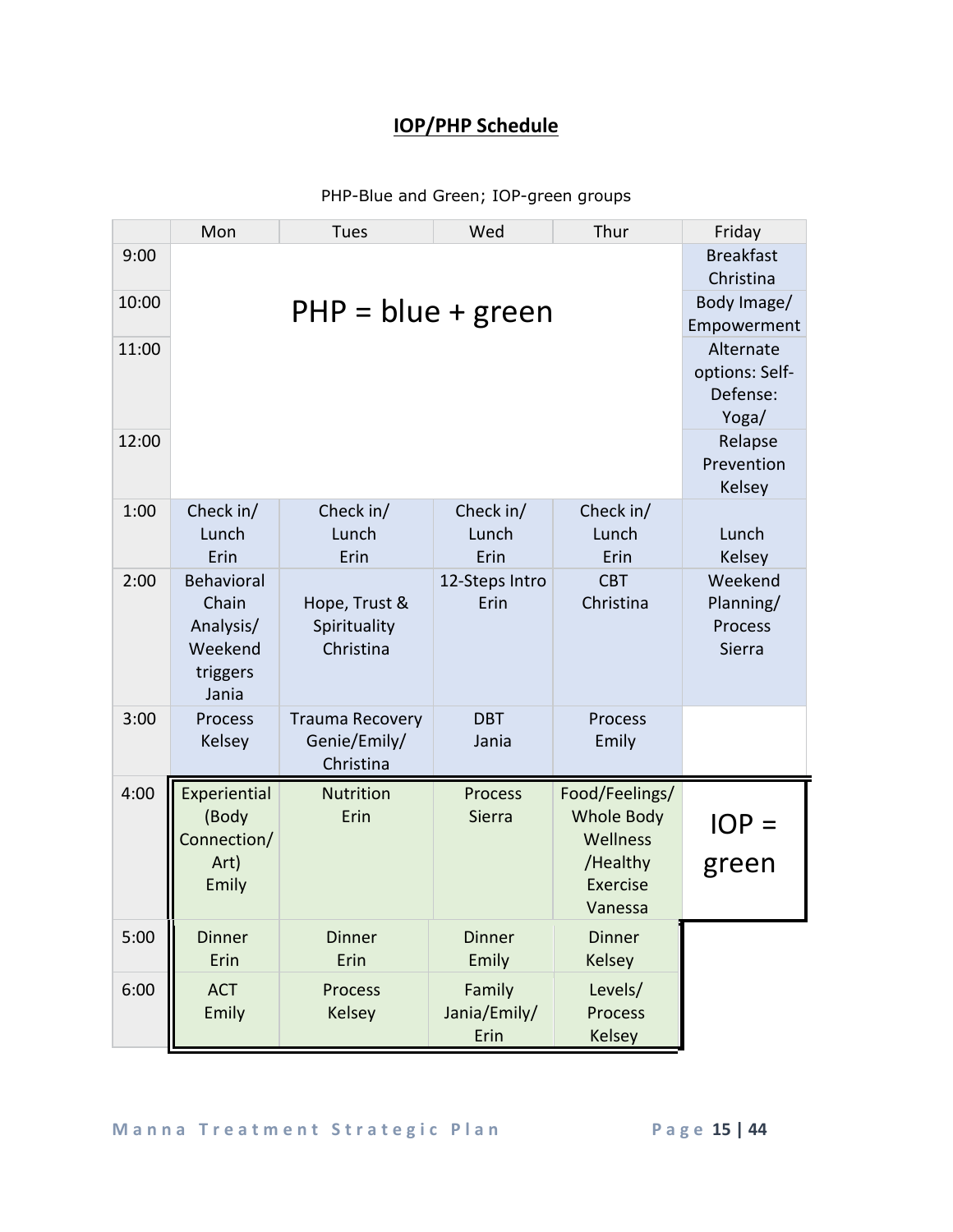# IOP/PHP Schedule

PHP-Blue and Green; IOP-green groups

| | Mon | Tues | Wed | Thur | Friday |
|---|---|---|---|---|---|
| 9:00 | PHP = blue + green | | | | Breakfast Christina |
| 10:00 | | | | | Body Image/ Empowerment |
| 11:00 | | | | | Alternate options: Self-Defense: Yoga/ |
| 12:00 | | | | | Relapse Prevention Kelsey |
| 1:00 | Check in/ Lunch Erin | Check in/ Lunch Erin | Check in/ Lunch Erin | Check in/ Lunch Erin | Lunch Kelsey |
| 2:00 | Behavioral Chain Analysis/ Weekend triggers Jania | Hope, Trust & Spirituality Christina | 12-Steps Intro Erin | CBT Christina | Weekend Planning/ Process Sierra |
| 3:00 | Process Kelsey | Trauma Recovery Genie/Emily/ Christina | DBT Jania | Process Emily | |
| 4:00 | Experiential (Body Connection/ Art) Emily | Nutrition Erin | Process Sierra | Food/Feelings/ Whole Body Wellness /Healthy Exercise Vanessa | IOP = green |
| 5:00 | Dinner Erin | Dinner Erin | Dinner Emily | Dinner Kelsey | |
| 6:00 | ACT Emily | Process Kelsey | Family Jania/Emily/ Erin | Levels/ Process Kelsey | |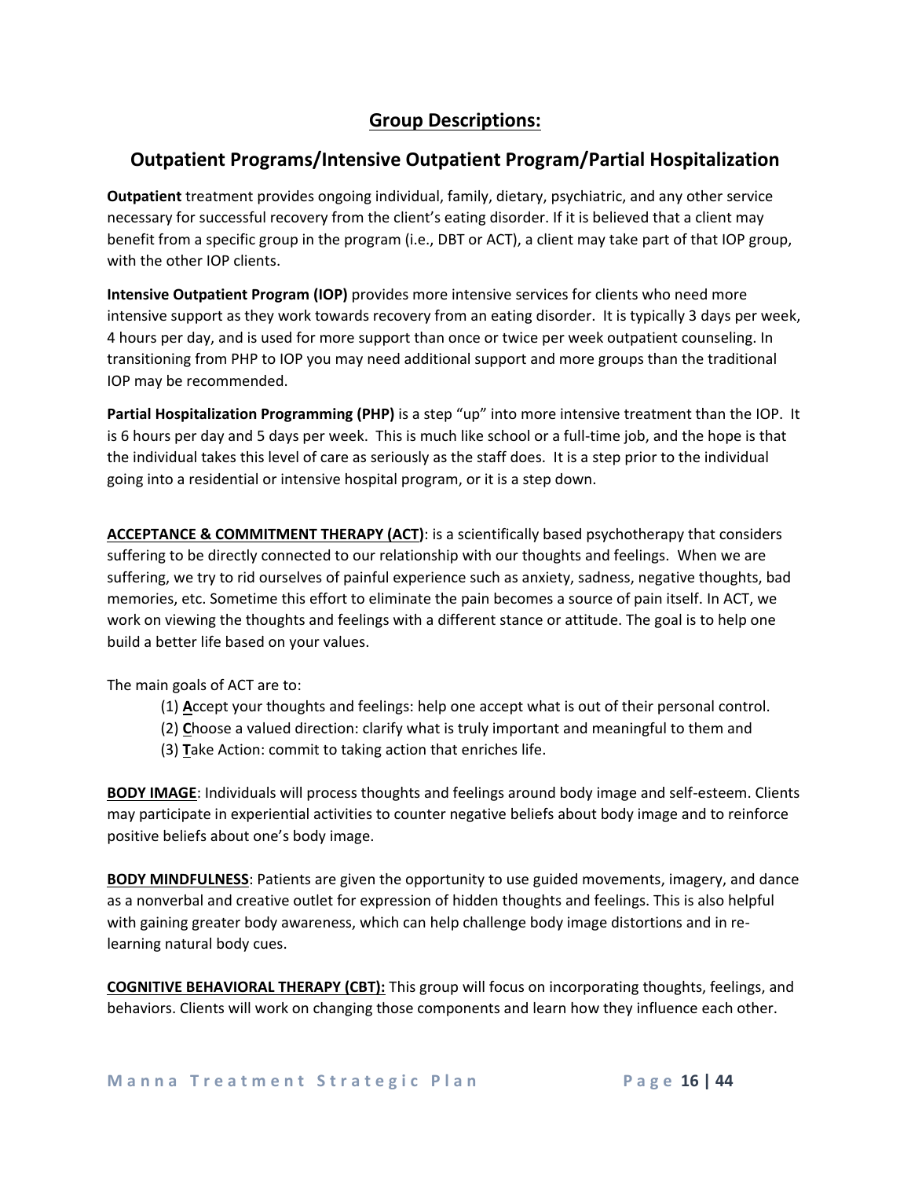## Group Descriptions:

## Outpatient Programs/Intensive Outpatient Program/Partial Hospitalization

**Outpatient** treatment provides ongoing individual, family, dietary, psychiatric, and any other service necessary for successful recovery from the client's eating disorder. If it is believed that a client may benefit from a specific group in the program (i.e., DBT or ACT), a client may take part of that IOP group, with the other IOP clients.

**Intensive Outpatient Program (IOP)** provides more intensive services for clients who need more intensive support as they work towards recovery from an eating disorder. It is typically 3 days per week, 4 hours per day, and is used for more support than once or twice per week outpatient counseling. In transitioning from PHP to IOP you may need additional support and more groups than the traditional IOP may be recommended.

**Partial Hospitalization Programming (PHP)** is a step "up" into more intensive treatment than the IOP. It is 6 hours per day and 5 days per week. This is much like school or a full-time job, and the hope is that the individual takes this level of care as seriously as the staff does. It is a step prior to the individual going into a residential or intensive hospital program, or it is a step down.

**ACCEPTANCE & COMMITMENT THERAPY (ACT)**: is a scientifically based psychotherapy that considers suffering to be directly connected to our relationship with our thoughts and feelings. When we are suffering, we try to rid ourselves of painful experience such as anxiety, sadness, negative thoughts, bad memories, etc. Sometime this effort to eliminate the pain becomes a source of pain itself. In ACT, we work on viewing the thoughts and feelings with a different stance or attitude. The goal is to help one build a better life based on your values.

The main goals of ACT are to:

(1) **A**ccept your thoughts and feelings: help one accept what is out of their personal control.
(2) **C**hoose a valued direction: clarify what is truly important and meaningful to them and
(3) **T**ake Action: commit to taking action that enriches life.

**BODY IMAGE**: Individuals will process thoughts and feelings around body image and self-esteem. Clients may participate in experiential activities to counter negative beliefs about body image and to reinforce positive beliefs about one's body image.

**BODY MINDFULNESS**: Patients are given the opportunity to use guided movements, imagery, and dance as a nonverbal and creative outlet for expression of hidden thoughts and feelings. This is also helpful with gaining greater body awareness, which can help challenge body image distortions and in re-learning natural body cues.

**COGNITIVE BEHAVIORAL THERAPY (CBT):** This group will focus on incorporating thoughts, feelings, and behaviors. Clients will work on changing those components and learn how they influence each other.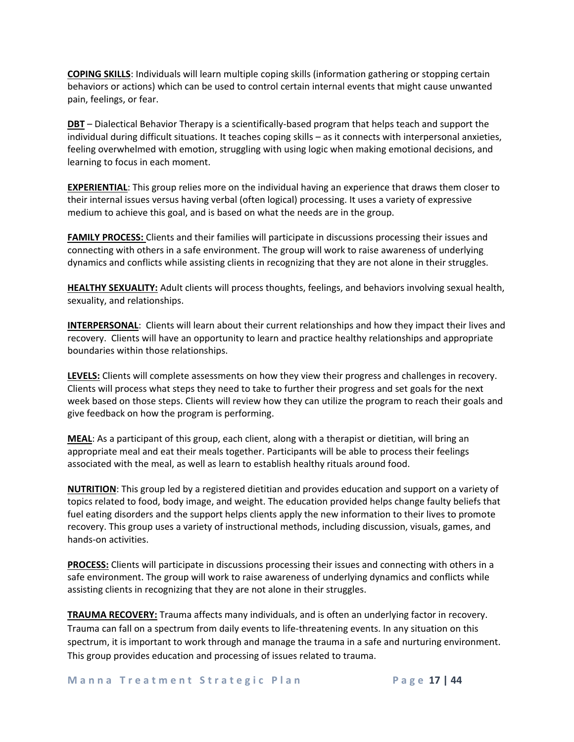**COPING SKILLS**: Individuals will learn multiple coping skills (information gathering or stopping certain behaviors or actions) which can be used to control certain internal events that might cause unwanted pain, feelings, or fear.

**DBT** – Dialectical Behavior Therapy is a scientifically-based program that helps teach and support the individual during difficult situations. It teaches coping skills – as it connects with interpersonal anxieties, feeling overwhelmed with emotion, struggling with using logic when making emotional decisions, and learning to focus in each moment.

**EXPERIENTIAL**: This group relies more on the individual having an experience that draws them closer to their internal issues versus having verbal (often logical) processing. It uses a variety of expressive medium to achieve this goal, and is based on what the needs are in the group.

**FAMILY PROCESS:** Clients and their families will participate in discussions processing their issues and connecting with others in a safe environment. The group will work to raise awareness of underlying dynamics and conflicts while assisting clients in recognizing that they are not alone in their struggles.

**HEALTHY SEXUALITY:** Adult clients will process thoughts, feelings, and behaviors involving sexual health, sexuality, and relationships.

**INTERPERSONAL**: Clients will learn about their current relationships and how they impact their lives and recovery. Clients will have an opportunity to learn and practice healthy relationships and appropriate boundaries within those relationships.

**LEVELS:** Clients will complete assessments on how they view their progress and challenges in recovery. Clients will process what steps they need to take to further their progress and set goals for the next week based on those steps. Clients will review how they can utilize the program to reach their goals and give feedback on how the program is performing.

**MEAL**: As a participant of this group, each client, along with a therapist or dietitian, will bring an appropriate meal and eat their meals together. Participants will be able to process their feelings associated with the meal, as well as learn to establish healthy rituals around food.

**NUTRITION**: This group led by a registered dietitian and provides education and support on a variety of topics related to food, body image, and weight. The education provided helps change faulty beliefs that fuel eating disorders and the support helps clients apply the new information to their lives to promote recovery. This group uses a variety of instructional methods, including discussion, visuals, games, and hands-on activities.

**PROCESS:** Clients will participate in discussions processing their issues and connecting with others in a safe environment. The group will work to raise awareness of underlying dynamics and conflicts while assisting clients in recognizing that they are not alone in their struggles.

**TRAUMA RECOVERY:** Trauma affects many individuals, and is often an underlying factor in recovery. Trauma can fall on a spectrum from daily events to life-threatening events. In any situation on this spectrum, it is important to work through and manage the trauma in a safe and nurturing environment. This group provides education and processing of issues related to trauma.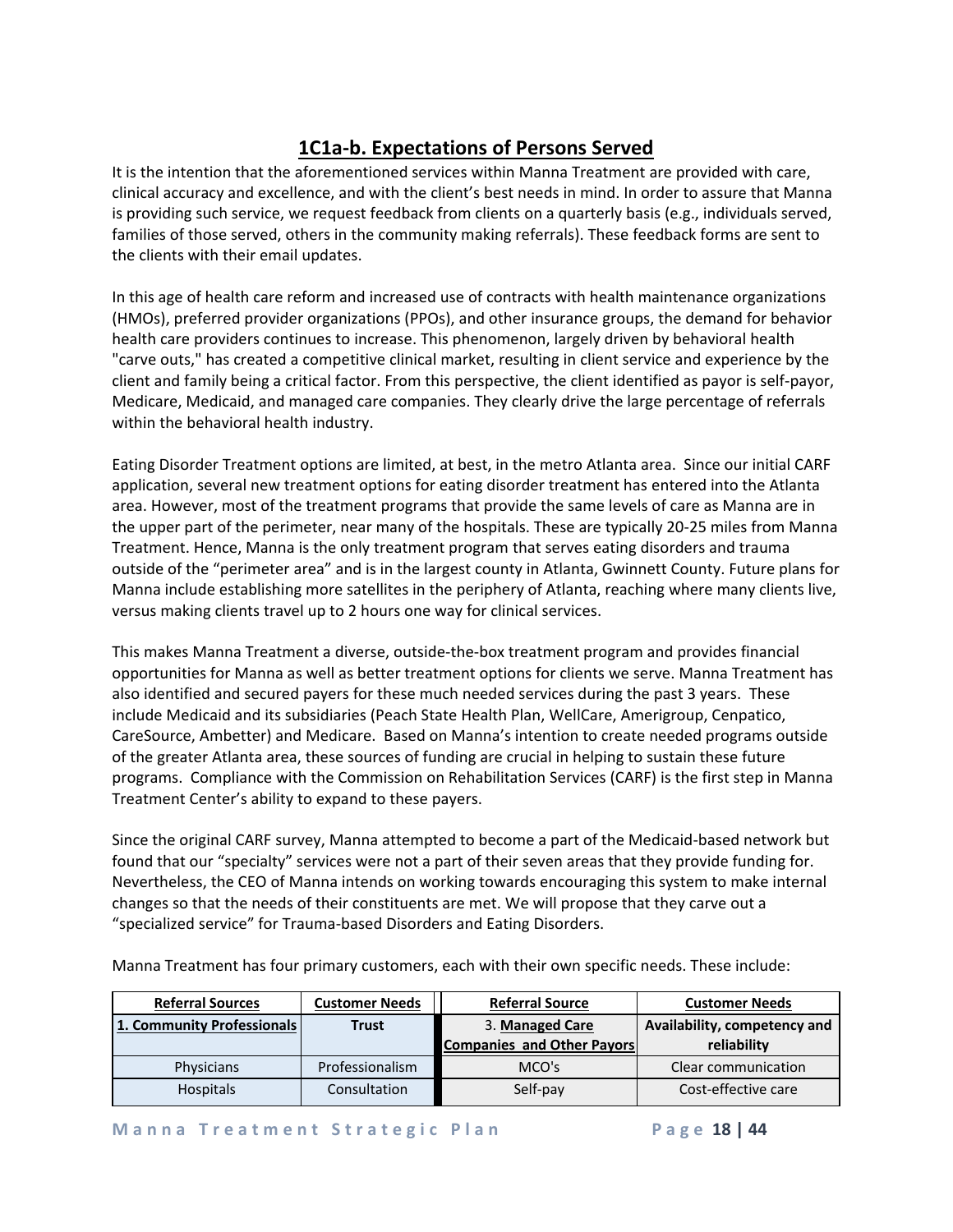## 1C1a-b. Expectations of Persons Served

It is the intention that the aforementioned services within Manna Treatment are provided with care, clinical accuracy and excellence, and with the client's best needs in mind. In order to assure that Manna is providing such service, we request feedback from clients on a quarterly basis (e.g., individuals served, families of those served, others in the community making referrals). These feedback forms are sent to the clients with their email updates.

In this age of health care reform and increased use of contracts with health maintenance organizations (HMOs), preferred provider organizations (PPOs), and other insurance groups, the demand for behavior health care providers continues to increase. This phenomenon, largely driven by behavioral health "carve outs," has created a competitive clinical market, resulting in client service and experience by the client and family being a critical factor. From this perspective, the client identified as payor is self-payor, Medicare, Medicaid, and managed care companies. They clearly drive the large percentage of referrals within the behavioral health industry.

Eating Disorder Treatment options are limited, at best, in the metro Atlanta area. Since our initial CARF application, several new treatment options for eating disorder treatment has entered into the Atlanta area. However, most of the treatment programs that provide the same levels of care as Manna are in the upper part of the perimeter, near many of the hospitals. These are typically 20-25 miles from Manna Treatment. Hence, Manna is the only treatment program that serves eating disorders and trauma outside of the "perimeter area" and is in the largest county in Atlanta, Gwinnett County. Future plans for Manna include establishing more satellites in the periphery of Atlanta, reaching where many clients live, versus making clients travel up to 2 hours one way for clinical services.

This makes Manna Treatment a diverse, outside-the-box treatment program and provides financial opportunities for Manna as well as better treatment options for clients we serve. Manna Treatment has also identified and secured payers for these much needed services during the past 3 years. These include Medicaid and its subsidiaries (Peach State Health Plan, WellCare, Amerigroup, Cenpatico, CareSource, Ambetter) and Medicare. Based on Manna's intention to create needed programs outside of the greater Atlanta area, these sources of funding are crucial in helping to sustain these future programs. Compliance with the Commission on Rehabilitation Services (CARF) is the first step in Manna Treatment Center's ability to expand to these payers.

Since the original CARF survey, Manna attempted to become a part of the Medicaid-based network but found that our "specialty" services were not a part of their seven areas that they provide funding for. Nevertheless, the CEO of Manna intends on working towards encouraging this system to make internal changes so that the needs of their constituents are met. We will propose that they carve out a "specialized service" for Trauma-based Disorders and Eating Disorders.

Manna Treatment has four primary customers, each with their own specific needs. These include:

| Referral Sources | Customer Needs | Referral Source | Customer Needs |
|---|---|---|---|
| **1. Community Professionals** | **Trust** | 3. **Managed Care Companies and Other Payors** | **Availability, competency and reliability** |
| Physicians | Professionalism | MCO's | Clear communication |
| Hospitals | Consultation | Self-pay | Cost-effective care |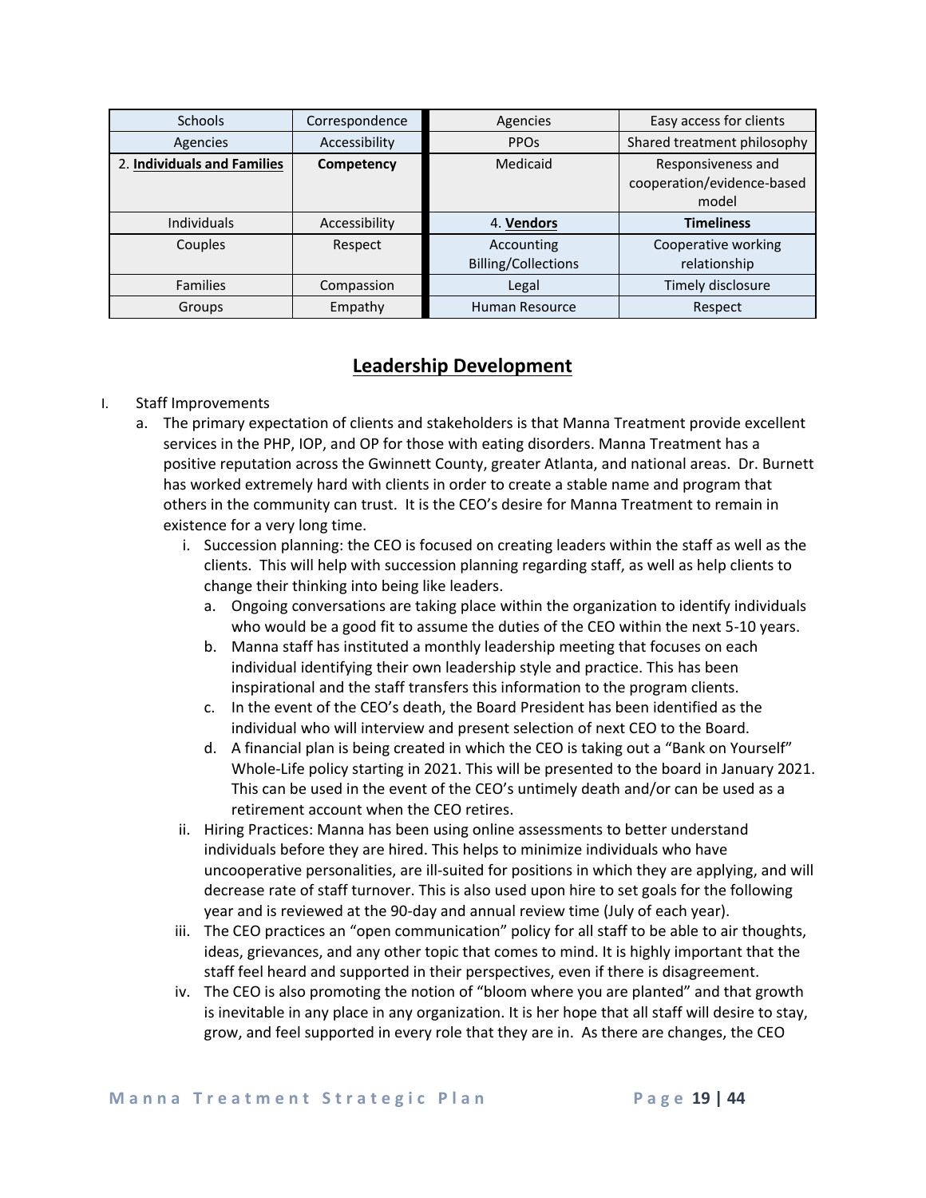| Schools | Correspondence | Agencies | Easy access for clients |
|---|---|---|---|
| Agencies | Accessibility | PPOs | Shared treatment philosophy |
| 2. **Individuals and Families** | **Competency** | Medicaid | Responsiveness and cooperation/evidence-based model |
| Individuals | Accessibility | 4. **Vendors** | **Timeliness** |
| Couples | Respect | Accounting Billing/Collections | Cooperative working relationship |
| Families | Compassion | Legal | Timely disclosure |
| Groups | Empathy | Human Resource | Respect |

## Leadership Development

I. Staff Improvements
   a. The primary expectation of clients and stakeholders is that Manna Treatment provide excellent services in the PHP, IOP, and OP for those with eating disorders. Manna Treatment has a positive reputation across the Gwinnett County, greater Atlanta, and national areas. Dr. Burnett has worked extremely hard with clients in order to create a stable name and program that others in the community can trust. It is the CEO's desire for Manna Treatment to remain in existence for a very long time.
      i. Succession planning: the CEO is focused on creating leaders within the staff as well as the clients. This will help with succession planning regarding staff, as well as help clients to change their thinking into being like leaders.
         a. Ongoing conversations are taking place within the organization to identify individuals who would be a good fit to assume the duties of the CEO within the next 5-10 years.
         b. Manna staff has instituted a monthly leadership meeting that focuses on each individual identifying their own leadership style and practice. This has been inspirational and the staff transfers this information to the program clients.
         c. In the event of the CEO's death, the Board President has been identified as the individual who will interview and present selection of next CEO to the Board.
         d. A financial plan is being created in which the CEO is taking out a "Bank on Yourself" Whole-Life policy starting in 2021. This will be presented to the board in January 2021. This can be used in the event of the CEO's untimely death and/or can be used as a retirement account when the CEO retires.
      ii. Hiring Practices: Manna has been using online assessments to better understand individuals before they are hired. This helps to minimize individuals who have uncooperative personalities, are ill-suited for positions in which they are applying, and will decrease rate of staff turnover. This is also used upon hire to set goals for the following year and is reviewed at the 90-day and annual review time (July of each year).
      iii. The CEO practices an "open communication" policy for all staff to be able to air thoughts, ideas, grievances, and any other topic that comes to mind. It is highly important that the staff feel heard and supported in their perspectives, even if there is disagreement.
      iv. The CEO is also promoting the notion of "bloom where you are planted" and that growth is inevitable in any place in any organization. It is her hope that all staff will desire to stay, grow, and feel supported in every role that they are in. As there are changes, the CEO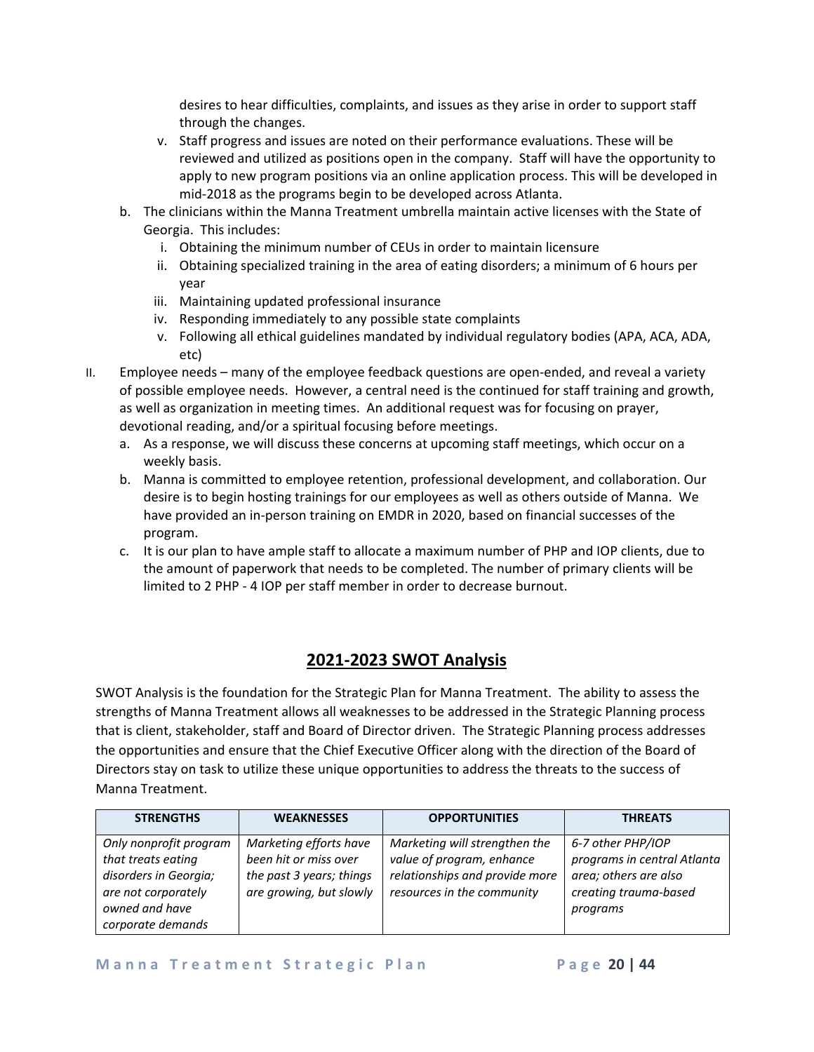desires to hear difficulties, complaints, and issues as they arise in order to support staff through the changes.

   v. Staff progress and issues are noted on their performance evaluations. These will be reviewed and utilized as positions open in the company. Staff will have the opportunity to apply to new program positions via an online application process. This will be developed in mid-2018 as the programs begin to be developed across Atlanta.

b. The clinicians within the Manna Treatment umbrella maintain active licenses with the State of Georgia. This includes:
   i. Obtaining the minimum number of CEUs in order to maintain licensure
   ii. Obtaining specialized training in the area of eating disorders; a minimum of 6 hours per year
   iii. Maintaining updated professional insurance
   iv. Responding immediately to any possible state complaints
   v. Following all ethical guidelines mandated by individual regulatory bodies (APA, ACA, ADA, etc)

II. Employee needs – many of the employee feedback questions are open-ended, and reveal a variety of possible employee needs. However, a central need is the continued for staff training and growth, as well as organization in meeting times. An additional request was for focusing on prayer, devotional reading, and/or a spiritual focusing before meetings.
   a. As a response, we will discuss these concerns at upcoming staff meetings, which occur on a weekly basis.
   b. Manna is committed to employee retention, professional development, and collaboration. Our desire is to begin hosting trainings for our employees as well as others outside of Manna. We have provided an in-person training on EMDR in 2020, based on financial successes of the program.
   c. It is our plan to have ample staff to allocate a maximum number of PHP and IOP clients, due to the amount of paperwork that needs to be completed. The number of primary clients will be limited to 2 PHP - 4 IOP per staff member in order to decrease burnout.

## 2021-2023 SWOT Analysis

SWOT Analysis is the foundation for the Strategic Plan for Manna Treatment. The ability to assess the strengths of Manna Treatment allows all weaknesses to be addressed in the Strategic Planning process that is client, stakeholder, staff and Board of Director driven. The Strategic Planning process addresses the opportunities and ensure that the Chief Executive Officer along with the direction of the Board of Directors stay on task to utilize these unique opportunities to address the threats to the success of Manna Treatment.

| STRENGTHS | WEAKNESSES | OPPORTUNITIES | THREATS |
|---|---|---|---|
| *Only nonprofit program that treats eating disorders in Georgia; are not corporately owned and have corporate demands* | *Marketing efforts have been hit or miss over the past 3 years; things are growing, but slowly* | *Marketing will strengthen the value of program, enhance relationships and provide more resources in the community* | *6-7 other PHP/IOP programs in central Atlanta area; others are also creating trauma-based programs* |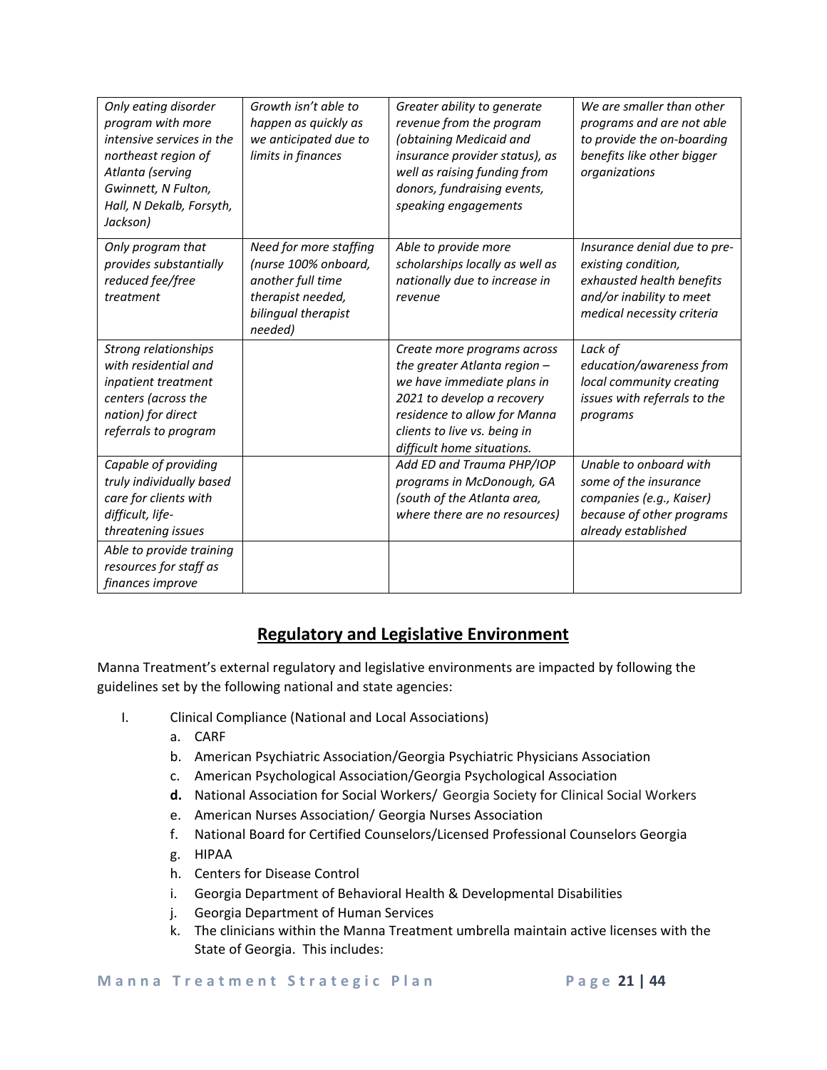| *Only eating disorder program with more intensive services in the northeast region of Atlanta (serving Gwinnett, N Fulton, Hall, N Dekalb, Forsyth, Jackson)* | *Growth isn't able to happen as quickly as we anticipated due to limits in finances* | *Greater ability to generate revenue from the program (obtaining Medicaid and insurance provider status), as well as raising funding from donors, fundraising events, speaking engagements* | *We are smaller than other programs and are not able to provide the on-boarding benefits like other bigger organizations* |
|---|---|---|---|
| *Only program that provides substantially reduced fee/free treatment* | *Need for more staffing (nurse 100% onboard, another full time therapist needed, bilingual therapist needed)* | *Able to provide more scholarships locally as well as nationally due to increase in revenue* | *Insurance denial due to pre-existing condition, exhausted health benefits and/or inability to meet medical necessity criteria* |
| *Strong relationships with residential and inpatient treatment centers (across the nation) for direct referrals to program* | | *Create more programs across the greater Atlanta region – we have immediate plans in 2021 to develop a recovery residence to allow for Manna clients to live vs. being in difficult home situations.* | *Lack of education/awareness from local community creating issues with referrals to the programs* |
| *Capable of providing truly individually based care for clients with difficult, life-threatening issues* | | *Add ED and Trauma PHP/IOP programs in McDonough, GA (south of the Atlanta area, where there are no resources)* | *Unable to onboard with some of the insurance companies (e.g., Kaiser) because of other programs already established* |
| *Able to provide training resources for staff as finances improve* | | | |

## Regulatory and Legislative Environment

Manna Treatment's external regulatory and legislative environments are impacted by following the guidelines set by the following national and state agencies:

I. Clinical Compliance (National and Local Associations)
   a. CARF
   b. American Psychiatric Association/Georgia Psychiatric Physicians Association
   c. American Psychological Association/Georgia Psychological Association
   **d.** National Association for Social Workers/ Georgia Society for Clinical Social Workers
   e. American Nurses Association/ Georgia Nurses Association
   f. National Board for Certified Counselors/Licensed Professional Counselors Georgia
   g. HIPAA
   h. Centers for Disease Control
   i. Georgia Department of Behavioral Health & Developmental Disabilities
   j. Georgia Department of Human Services
   k. The clinicians within the Manna Treatment umbrella maintain active licenses with the State of Georgia. This includes: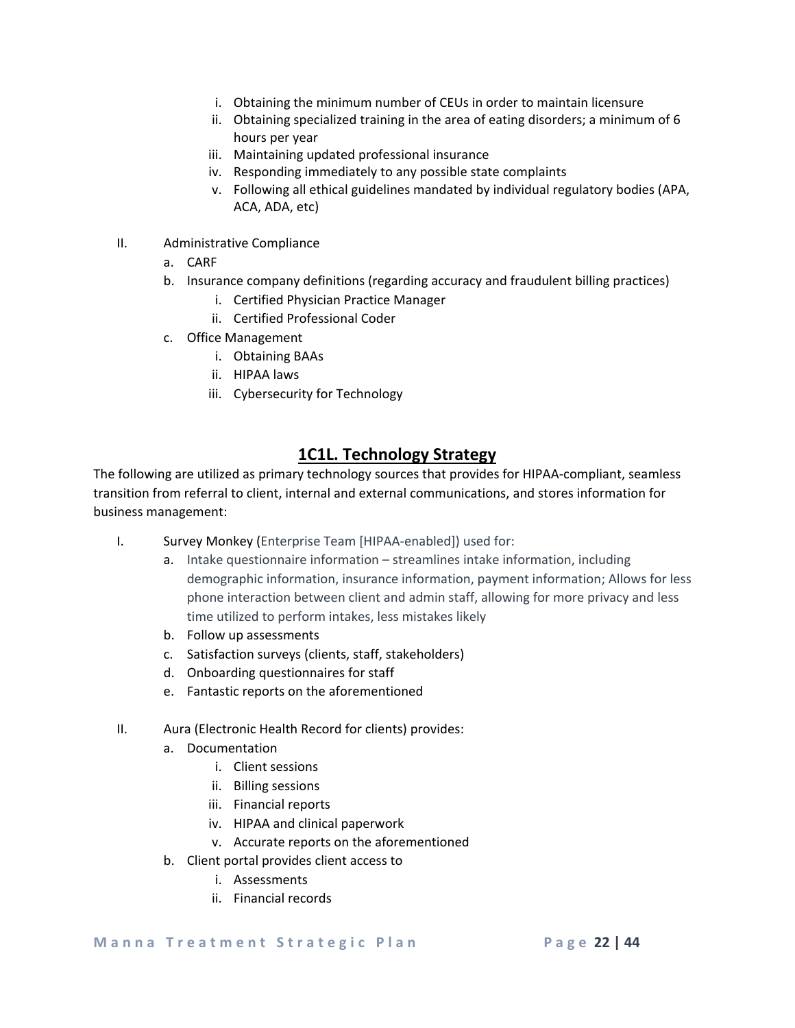i. Obtaining the minimum number of CEUs in order to maintain licensure
   ii. Obtaining specialized training in the area of eating disorders; a minimum of 6 hours per year
   iii. Maintaining updated professional insurance
   iv. Responding immediately to any possible state complaints
   v. Following all ethical guidelines mandated by individual regulatory bodies (APA, ACA, ADA, etc)

II. Administrative Compliance
   a. CARF
   b. Insurance company definitions (regarding accuracy and fraudulent billing practices)
      i. Certified Physician Practice Manager
      ii. Certified Professional Coder
   c. Office Management
      i. Obtaining BAAs
      ii. HIPAA laws
      iii. Cybersecurity for Technology

## 1C1L. Technology Strategy

The following are utilized as primary technology sources that provides for HIPAA-compliant, seamless transition from referral to client, internal and external communications, and stores information for business management:

I. Survey Monkey (Enterprise Team [HIPAA-enabled]) used for:
   a. Intake questionnaire information – streamlines intake information, including demographic information, insurance information, payment information; Allows for less phone interaction between client and admin staff, allowing for more privacy and less time utilized to perform intakes, less mistakes likely
   b. Follow up assessments
   c. Satisfaction surveys (clients, staff, stakeholders)
   d. Onboarding questionnaires for staff
   e. Fantastic reports on the aforementioned

II. Aura (Electronic Health Record for clients) provides:
   a. Documentation
      i. Client sessions
      ii. Billing sessions
      iii. Financial reports
      iv. HIPAA and clinical paperwork
      v. Accurate reports on the aforementioned
   b. Client portal provides client access to
      i. Assessments
      ii. Financial records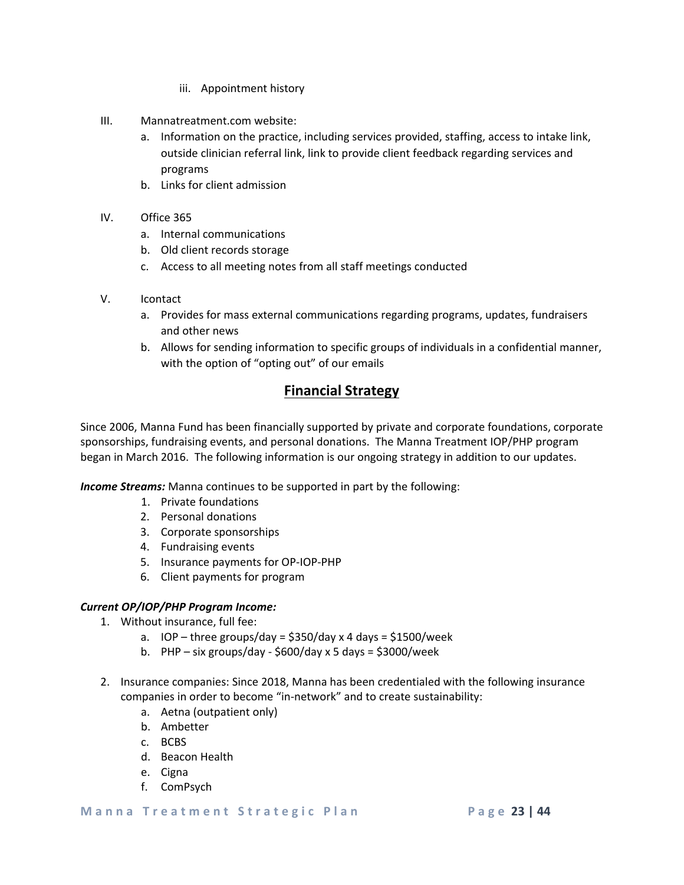iii. Appointment history

III. Mannatreatment.com website:
   a. Information on the practice, including services provided, staffing, access to intake link, outside clinician referral link, link to provide client feedback regarding services and programs
   b. Links for client admission

IV. Office 365
   a. Internal communications
   b. Old client records storage
   c. Access to all meeting notes from all staff meetings conducted

V. Icontact
   a. Provides for mass external communications regarding programs, updates, fundraisers and other news
   b. Allows for sending information to specific groups of individuals in a confidential manner, with the option of "opting out" of our emails

## Financial Strategy

Since 2006, Manna Fund has been financially supported by private and corporate foundations, corporate sponsorships, fundraising events, and personal donations. The Manna Treatment IOP/PHP program began in March 2016. The following information is our ongoing strategy in addition to our updates.

***Income Streams:*** Manna continues to be supported in part by the following:

1. Private foundations
2. Personal donations
3. Corporate sponsorships
4. Fundraising events
5. Insurance payments for OP-IOP-PHP
6. Client payments for program

***Current OP/IOP/PHP Program Income:***

1. Without insurance, full fee:
   a. IOP – three groups/day = $350/day x 4 days = $1500/week
   b. PHP – six groups/day - $600/day x 5 days = $3000/week

2. Insurance companies: Since 2018, Manna has been credentialed with the following insurance companies in order to become "in-network" and to create sustainability:
   a. Aetna (outpatient only)
   b. Ambetter
   c. BCBS
   d. Beacon Health
   e. Cigna
   f. ComPsych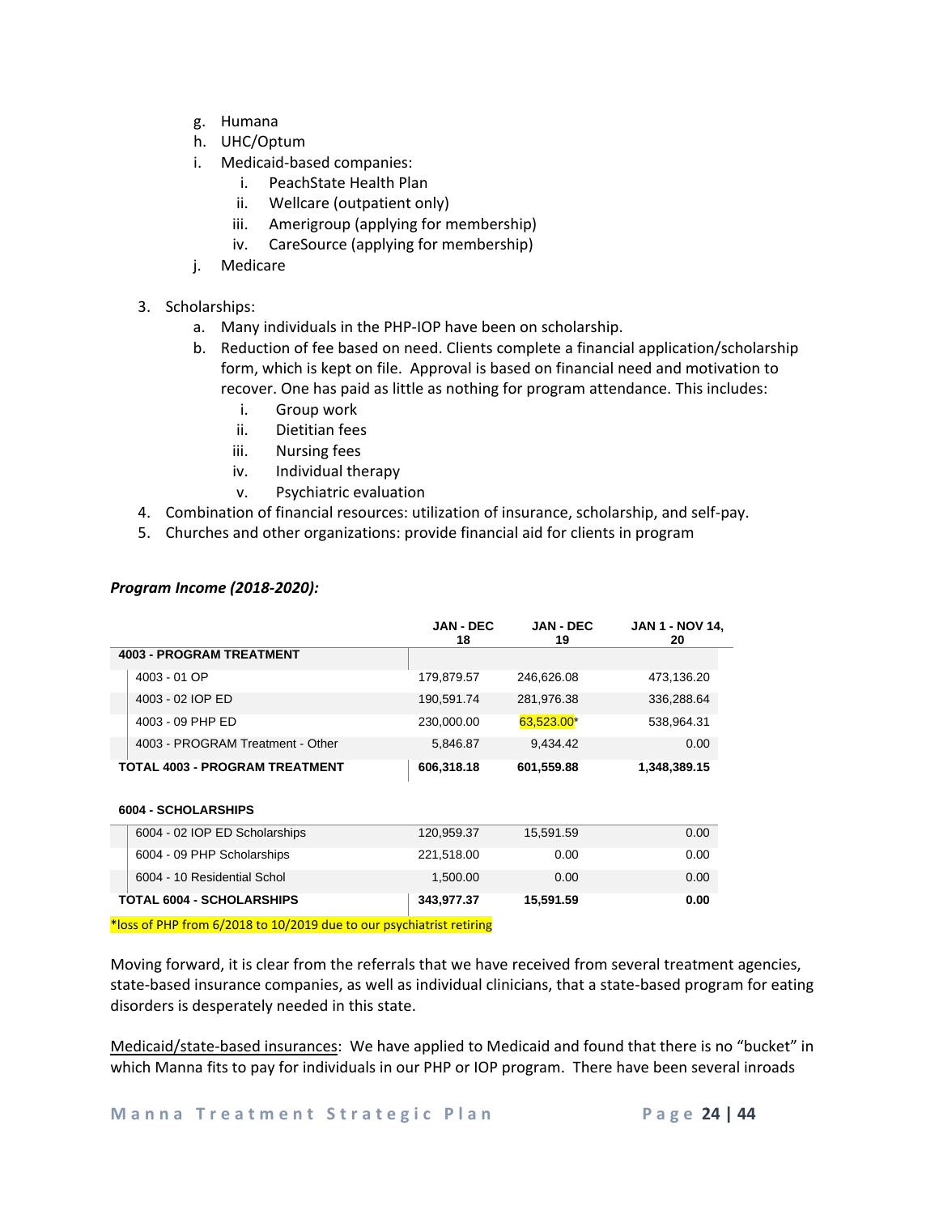g. Humana
h. UHC/Optum
i. Medicaid-based companies:
    i. PeachState Health Plan
    ii. Wellcare (outpatient only)
    iii. Amerigroup (applying for membership)
    iv. CareSource (applying for membership)
j. Medicare

3. Scholarships:
    a. Many individuals in the PHP-IOP have been on scholarship.
    b. Reduction of fee based on need. Clients complete a financial application/scholarship form, which is kept on file. Approval is based on financial need and motivation to recover. One has paid as little as nothing for program attendance. This includes:
        i. Group work
        ii. Dietitian fees
        iii. Nursing fees
        iv. Individual therapy
        v. Psychiatric evaluation
4. Combination of financial resources: utilization of insurance, scholarship, and self-pay.
5. Churches and other organizations: provide financial aid for clients in program

***Program Income (2018-2020):***

| | JAN - DEC 18 | JAN - DEC 19 | JAN 1 - NOV 14, 20 |
|---|---|---|---|
| **4003 - PROGRAM TREATMENT** | | | |
| 4003 - 01 OP | 179,879.57 | 246,626.08 | 473,136.20 |
| 4003 - 02 IOP ED | 190,591.74 | 281,976.38 | 336,288.64 |
| 4003 - 09 PHP ED | 230,000.00 | 63,523.00* | 538,964.31 |
| 4003 - PROGRAM Treatment - Other | 5,846.87 | 9,434.42 | 0.00 |
| **TOTAL 4003 - PROGRAM TREATMENT** | **606,318.18** | **601,559.88** | **1,348,389.15** |
| **6004 - SCHOLARSHIPS** | | | |
| 6004 - 02 IOP ED Scholarships | 120,959.37 | 15,591.59 | 0.00 |
| 6004 - 09 PHP Scholarships | 221,518.00 | 0.00 | 0.00 |
| 6004 - 10 Residential Schol | 1,500.00 | 0.00 | 0.00 |
| **TOTAL 6004 - SCHOLARSHIPS** | **343,977.37** | **15,591.59** | **0.00** |

*loss of PHP from 6/2018 to 10/2019 due to our psychiatrist retiring

Moving forward, it is clear from the referrals that we have received from several treatment agencies, state-based insurance companies, as well as individual clinicians, that a state-based program for eating disorders is desperately needed in this state.

<u>Medicaid/state-based insurances</u>: We have applied to Medicaid and found that there is no "bucket" in which Manna fits to pay for individuals in our PHP or IOP program. There have been several inroads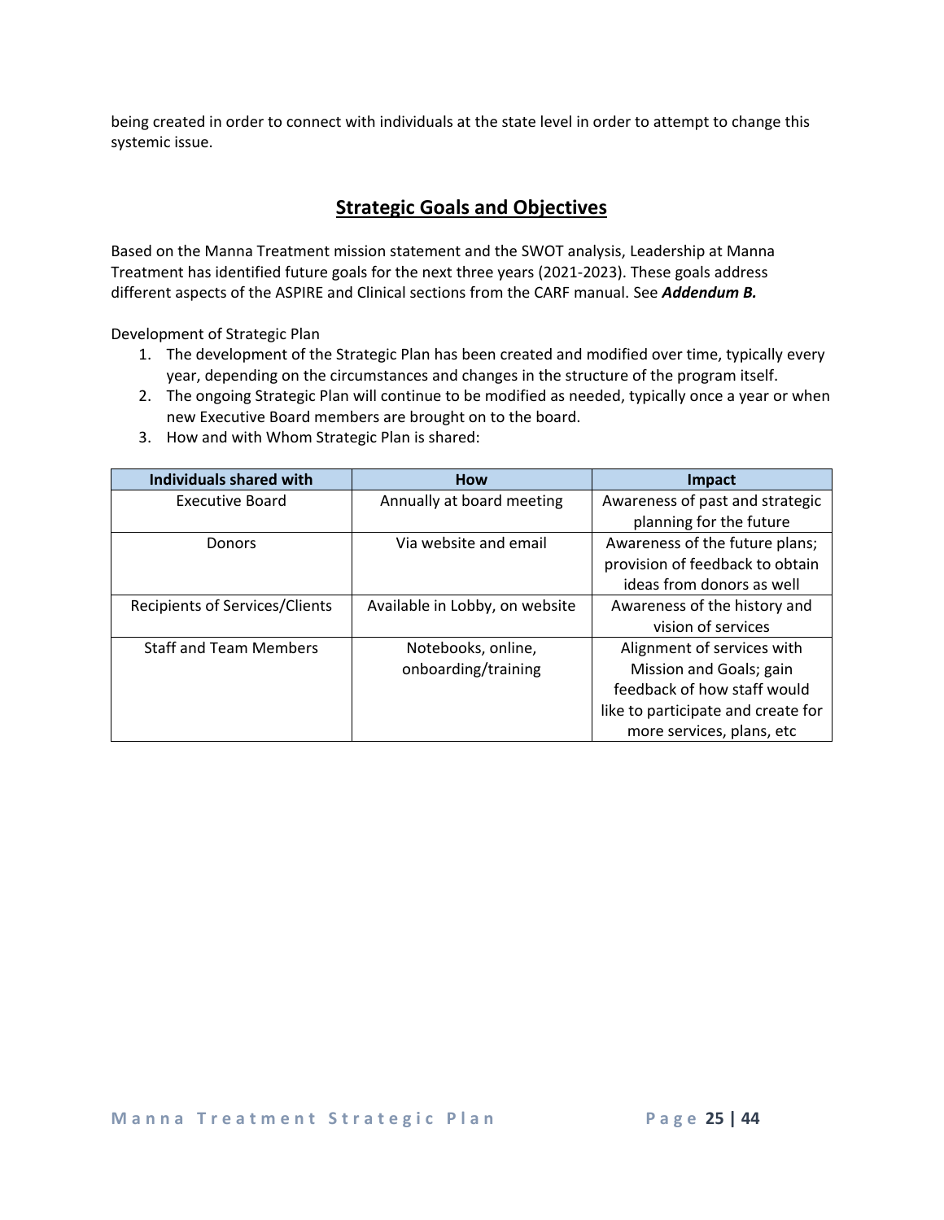being created in order to connect with individuals at the state level in order to attempt to change this systemic issue.

## Strategic Goals and Objectives

Based on the Manna Treatment mission statement and the SWOT analysis, Leadership at Manna Treatment has identified future goals for the next three years (2021-2023). These goals address different aspects of the ASPIRE and Clinical sections from the CARF manual. See ***Addendum B.***

Development of Strategic Plan

1. The development of the Strategic Plan has been created and modified over time, typically every year, depending on the circumstances and changes in the structure of the program itself.
2. The ongoing Strategic Plan will continue to be modified as needed, typically once a year or when new Executive Board members are brought on to the board.
3. How and with Whom Strategic Plan is shared:

| Individuals shared with | How | Impact |
|---|---|---|
| Executive Board | Annually at board meeting | Awareness of past and strategic planning for the future |
| Donors | Via website and email | Awareness of the future plans; provision of feedback to obtain ideas from donors as well |
| Recipients of Services/Clients | Available in Lobby, on website | Awareness of the history and vision of services |
| Staff and Team Members | Notebooks, online, onboarding/training | Alignment of services with Mission and Goals; gain feedback of how staff would like to participate and create for more services, plans, etc |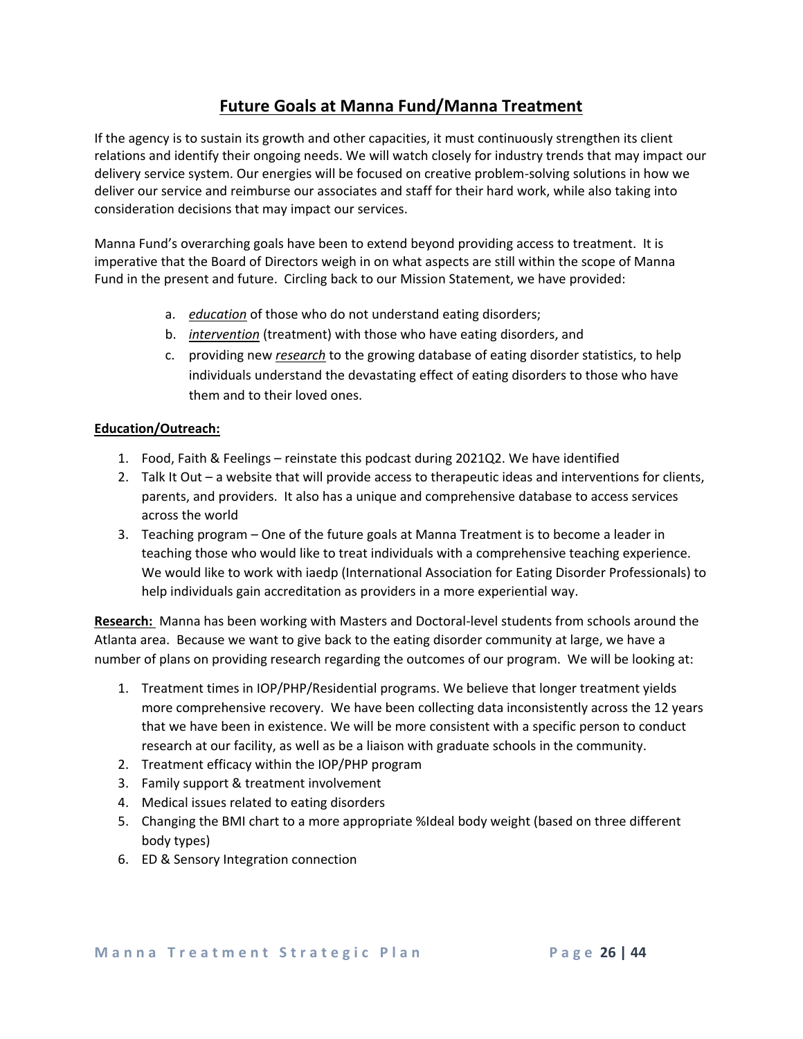## Future Goals at Manna Fund/Manna Treatment

If the agency is to sustain its growth and other capacities, it must continuously strengthen its client relations and identify their ongoing needs. We will watch closely for industry trends that may impact our delivery service system. Our energies will be focused on creative problem-solving solutions in how we deliver our service and reimburse our associates and staff for their hard work, while also taking into consideration decisions that may impact our services.

Manna Fund's overarching goals have been to extend beyond providing access to treatment. It is imperative that the Board of Directors weigh in on what aspects are still within the scope of Manna Fund in the present and future. Circling back to our Mission Statement, we have provided:

a. ***education*** of those who do not understand eating disorders;
b. ***intervention*** (treatment) with those who have eating disorders, and
c. providing new ***research*** to the growing database of eating disorder statistics, to help individuals understand the devastating effect of eating disorders to those who have them and to their loved ones.

**Education/Outreach:**

1. Food, Faith & Feelings – reinstate this podcast during 2021Q2. We have identified
2. Talk It Out – a website that will provide access to therapeutic ideas and interventions for clients, parents, and providers. It also has a unique and comprehensive database to access services across the world
3. Teaching program – One of the future goals at Manna Treatment is to become a leader in teaching those who would like to treat individuals with a comprehensive teaching experience. We would like to work with iaedp (International Association for Eating Disorder Professionals) to help individuals gain accreditation as providers in a more experiential way.

**Research:** Manna has been working with Masters and Doctoral-level students from schools around the Atlanta area. Because we want to give back to the eating disorder community at large, we have a number of plans on providing research regarding the outcomes of our program. We will be looking at:

1. Treatment times in IOP/PHP/Residential programs. We believe that longer treatment yields more comprehensive recovery. We have been collecting data inconsistently across the 12 years that we have been in existence. We will be more consistent with a specific person to conduct research at our facility, as well as be a liaison with graduate schools in the community.
2. Treatment efficacy within the IOP/PHP program
3. Family support & treatment involvement
4. Medical issues related to eating disorders
5. Changing the BMI chart to a more appropriate %Ideal body weight (based on three different body types)
6. ED & Sensory Integration connection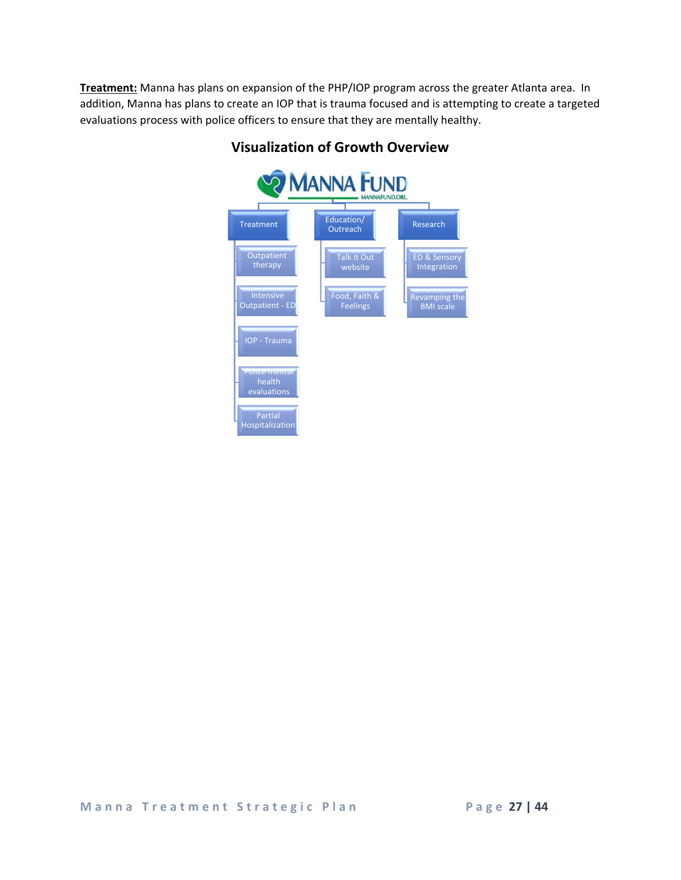**Treatment:** Manna has plans on expansion of the PHP/IOP program across the greater Atlanta area. In addition, Manna has plans to create an IOP that is trauma focused and is attempting to create a targeted evaluations process with police officers to ensure that they are mentally healthy.

## Visualization of Growth Overview

MANNA FUND
MANNAFUND.ORG

- Treatment
  - Outpatient therapy
  - Intensive Outpatient - ED
  - IOP - Trauma
  - Police mental health evaluations
  - Partial Hospitalization
- Education/ Outreach
  - Talk It Out website
  - Food, Faith & Feelings
- Research
  - ED & Sensory Integration
  - Revamping the BMI scale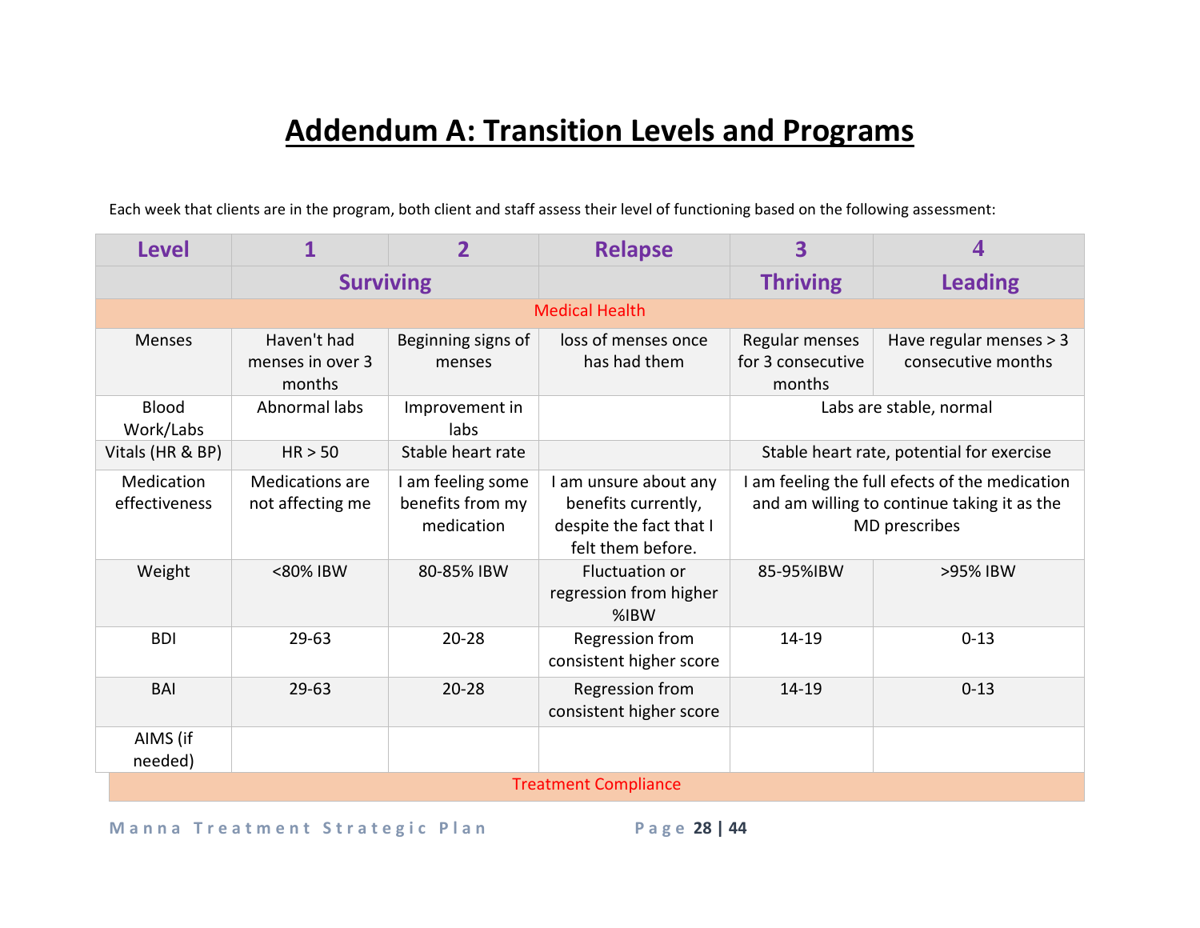# Addendum A: Transition Levels and Programs

Each week that clients are in the program, both client and staff assess their level of functioning based on the following assessment:

| Level | 1 | 2 | Relapse | 3 | 4 |
| --- | --- | --- | --- | --- | --- |
| | Surviving | | | Thriving | Leading |
| Medical Health | | | | | |
| Menses | Haven't had menses in over 3 months | Beginning signs of menses | loss of menses once has had them | Regular menses for 3 consecutive months | Have regular menses > 3 consecutive months |
| Blood Work/Labs | Abnormal labs | Improvement in labs | | Labs are stable, normal | |
| Vitals (HR & BP) | HR > 50 | Stable heart rate | | Stable heart rate, potential for exercise | |
| Medication effectiveness | Medications are not affecting me | I am feeling some benefits from my medication | I am unsure about any benefits currently, despite the fact that I felt them before. | I am feeling the full efects of the medication and am willing to continue taking it as the MD prescribes | |
| Weight | <80% IBW | 80-85% IBW | Fluctuation or regression from higher %IBW | 85-95%IBW | >95% IBW |
| BDI | 29-63 | 20-28 | Regression from consistent higher score | 14-19 | 0-13 |
| BAI | 29-63 | 20-28 | Regression from consistent higher score | 14-19 | 0-13 |
| AIMS (if needed) | | | | | |
| Treatment Compliance | | | | | |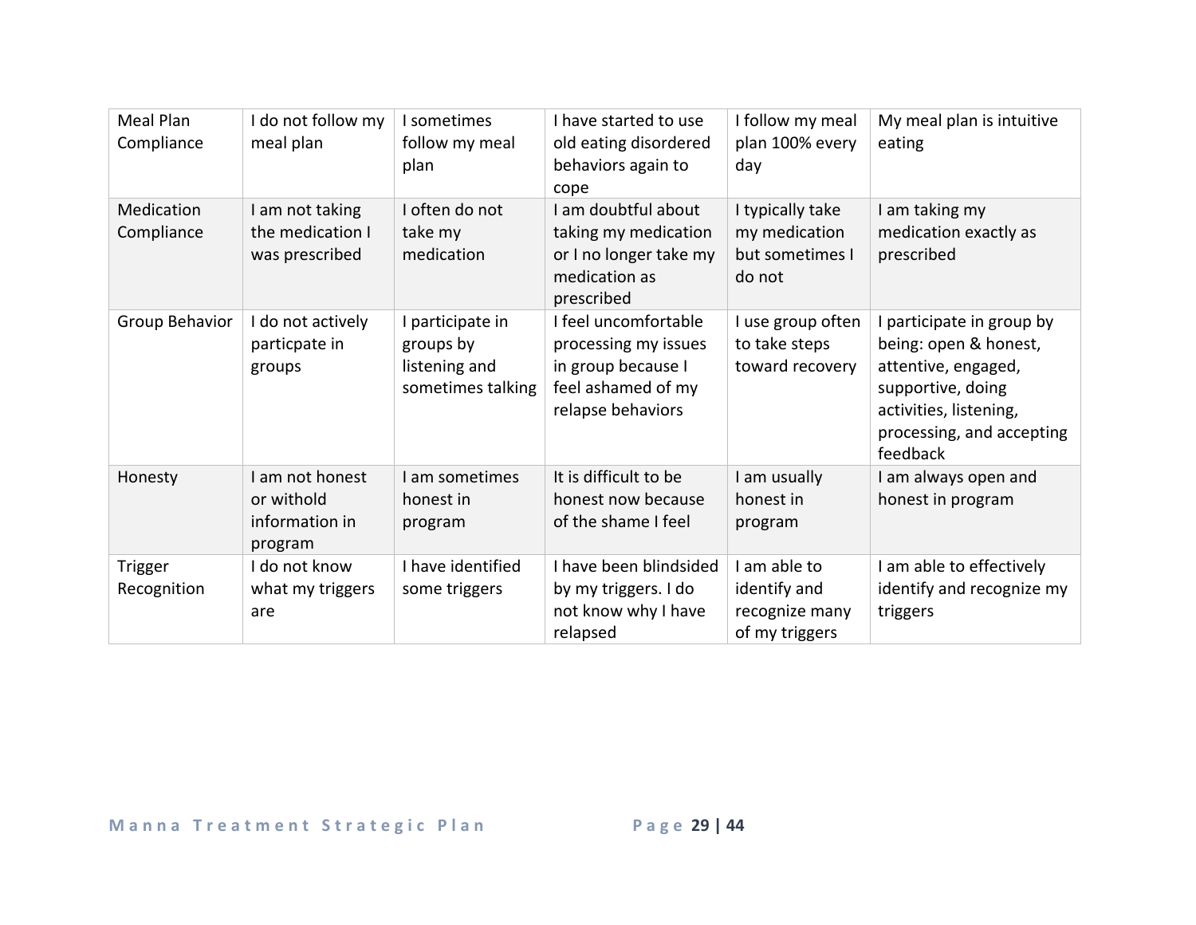| Meal Plan Compliance | I do not follow my meal plan | I sometimes follow my meal plan | I have started to use old eating disordered behaviors again to cope | I follow my meal plan 100% every day | My meal plan is intuitive eating |
|---|---|---|---|---|---|
| Medication Compliance | I am not taking the medication I was prescribed | I often do not take my medication | I am doubtful about taking my medication or I no longer take my medication as prescribed | I typically take my medication but sometimes I do not | I am taking my medication exactly as prescribed |
| Group Behavior | I do not actively particpate in groups | I participate in groups by listening and sometimes talking | I feel uncomfortable processing my issues in group because I feel ashamed of my relapse behaviors | I use group often to take steps toward recovery | I participate in group by being: open & honest, attentive, engaged, supportive, doing activities, listening, processing, and accepting feedback |
| Honesty | I am not honest or withold information in program | I am sometimes honest in program | It is difficult to be honest now because of the shame I feel | I am usually honest in program | I am always open and honest in program |
| Trigger Recognition | I do not know what my triggers are | I have identified some triggers | I have been blindsided by my triggers. I do not know why I have relapsed | I am able to identify and recognize many of my triggers | I am able to effectively identify and recognize my triggers |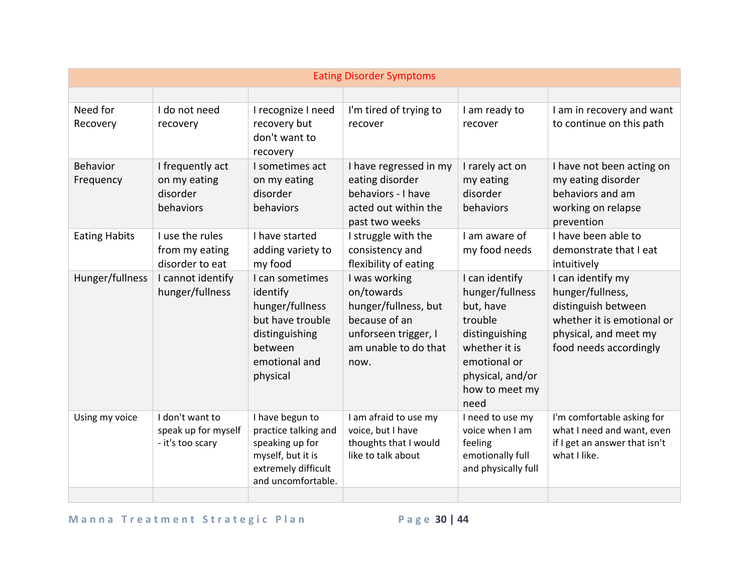| Eating Disorder Symptoms | | | | | |
|---|---|---|---|---|---|
| | | | | | |
| Need for Recovery | I do not need recovery | I recognize I need recovery but don't want to recovery | I'm tired of trying to recover | I am ready to recover | I am in recovery and want to continue on this path |
| Behavior Frequency | I frequently act on my eating disorder behaviors | I sometimes act on my eating disorder behaviors | I have regressed in my eating disorder behaviors - I have acted out within the past two weeks | I rarely act on my eating disorder behaviors | I have not been acting on my eating disorder behaviors and am working on relapse prevention |
| Eating Habits | I use the rules from my eating disorder to eat | I have started adding variety to my food | I struggle with the consistency and flexibility of eating | I am aware of my food needs | I have been able to demonstrate that I eat intuitively |
| Hunger/fullness | I cannot identify hunger/fullness | I can sometimes identify hunger/fullness but have trouble distinguishing between emotional and physical | I was working on/towards hunger/fullness, but because of an unforseen trigger, I am unable to do that now. | I can identify hunger/fullness but, have trouble distinguishing whether it is emotional or physical, and/or how to meet my need | I can identify my hunger/fullness, distinguish between whether it is emotional or physical, and meet my food needs accordingly |
| Using my voice | I don't want to speak up for myself - it's too scary | I have begun to practice talking and speaking up for myself, but it is extremely difficult and uncomfortable. | I am afraid to use my voice, but I have thoughts that I would like to talk about | I need to use my voice when I am feeling emotionally full and physically full | I'm comfortable asking for what I need and want, even if I get an answer that isn't what I like. |
| | | | | | |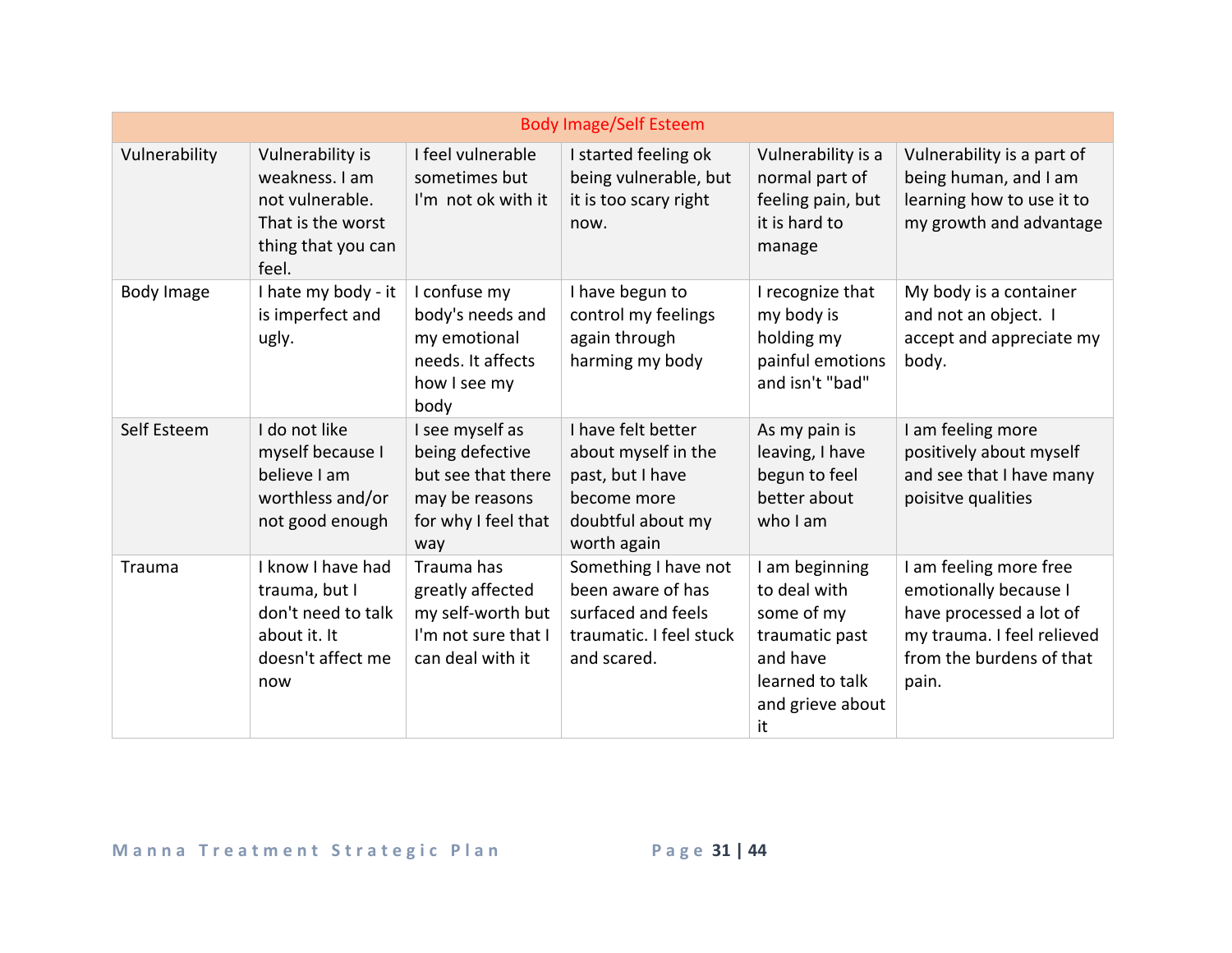| Body Image/Self Esteem | | | | | |
|---|---|---|---|---|---|
| Vulnerability | Vulnerability is weakness. I am not vulnerable. That is the worst thing that you can feel. | I feel vulnerable sometimes but I'm not ok with it | I started feeling ok being vulnerable, but it is too scary right now. | Vulnerability is a normal part of feeling pain, but it is hard to manage | Vulnerability is a part of being human, and I am learning how to use it to my growth and advantage |
| Body Image | I hate my body - it is imperfect and ugly. | I confuse my body's needs and my emotional needs. It affects how I see my body | I have begun to control my feelings again through harming my body | I recognize that my body is holding my painful emotions and isn't "bad" | My body is a container and not an object. I accept and appreciate my body. |
| Self Esteem | I do not like myself because I believe I am worthless and/or not good enough | I see myself as being defective but see that there may be reasons for why I feel that way | I have felt better about myself in the past, but I have become more doubtful about my worth again | As my pain is leaving, I have begun to feel better about who I am | I am feeling more positively about myself and see that I have many poisitve qualities |
| Trauma | I know I have had trauma, but I don't need to talk about it. It doesn't affect me now | Trauma has greatly affected my self-worth but I'm not sure that I can deal with it | Something I have not been aware of has surfaced and feels traumatic. I feel stuck and scared. | I am beginning to deal with some of my traumatic past and have learned to talk and grieve about it | I am feeling more free emotionally because I have processed a lot of my trauma. I feel relieved from the burdens of that pain. |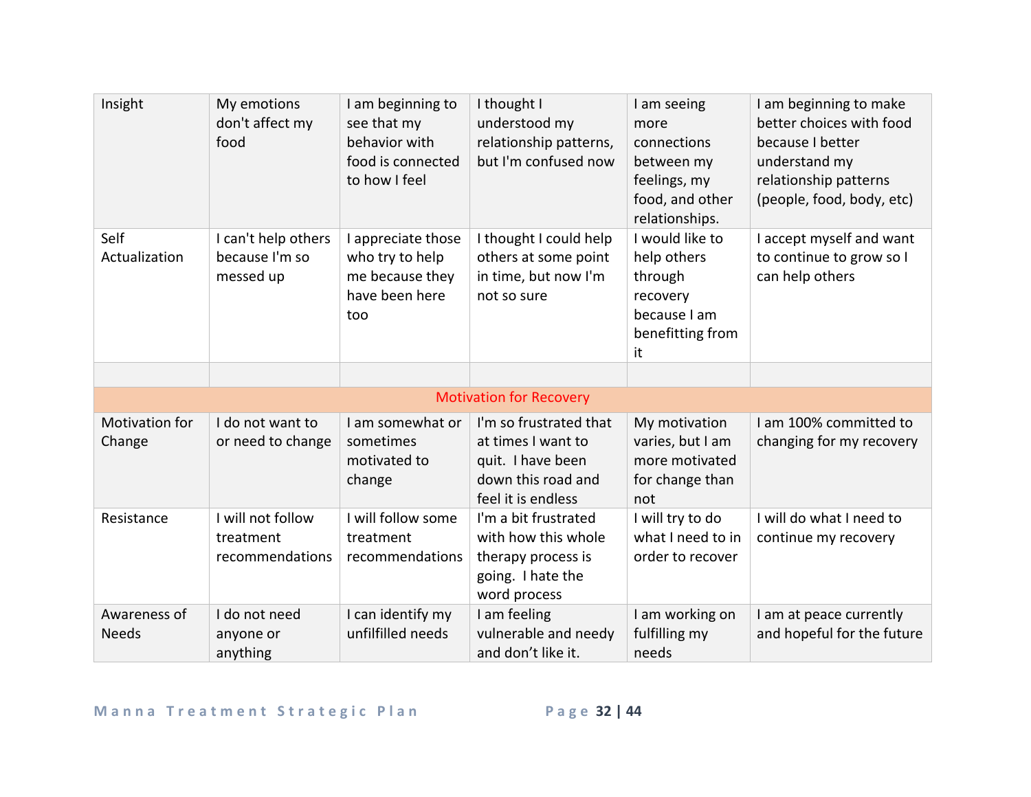| | | | | | |
|---|---|---|---|---|---|
| Insight | My emotions don't affect my food | I am beginning to see that my behavior with food is connected to how I feel | I thought I understood my relationship patterns, but I'm confused now | I am seeing more connections between my feelings, my food, and other relationships. | I am beginning to make better choices with food because I better understand my relationship patterns (people, food, body, etc) |
| Self Actualization | I can't help others because I'm so messed up | I appreciate those who try to help me because they have been here too | I thought I could help others at some point in time, but now I'm not so sure | I would like to help others through recovery because I am benefitting from it | I accept myself and want to continue to grow so I can help others |
| | | | | | |
| **Motivation for Recovery** | | | | | |
| Motivation for Change | I do not want to or need to change | I am somewhat or sometimes motivated to change | I'm so frustrated that at times I want to quit. I have been down this road and feel it is endless | My motivation varies, but I am more motivated for change than not | I am 100% committed to changing for my recovery |
| Resistance | I will not follow treatment recommendations | I will follow some treatment recommendations | I'm a bit frustrated with how this whole therapy process is going. I hate the word process | I will try to do what I need to in order to recover | I will do what I need to continue my recovery |
| Awareness of Needs | I do not need anyone or anything | I can identify my unfilfilled needs | I am feeling vulnerable and needy and don't like it. | I am working on fulfilling my needs | I am at peace currently and hopeful for the future |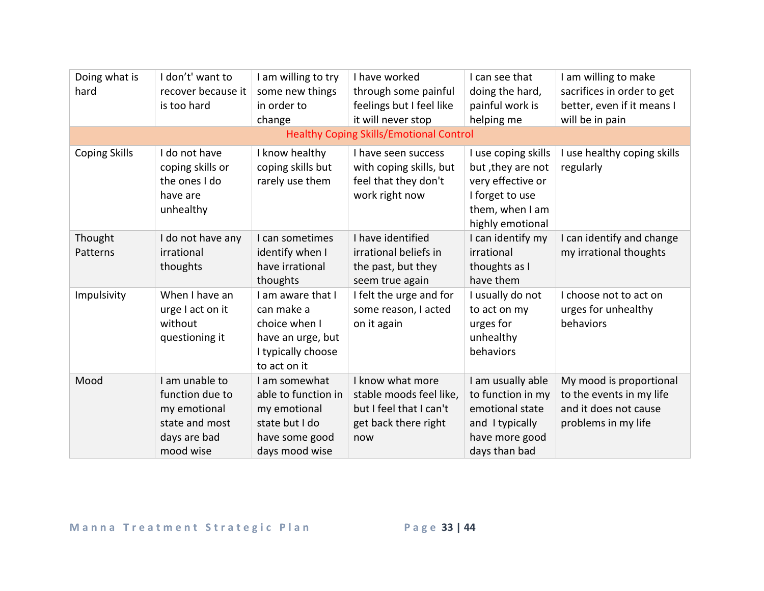| Doing what is hard | I don't' want to recover because it is too hard | I am willing to try some new things in order to change | I have worked through some painful feelings but I feel like it will never stop | I can see that doing the hard, painful work is helping me | I am willing to make sacrifices in order to get better, even if it means I will be in pain |
|---|---|---|---|---|---|
| **Healthy Coping Skills/Emotional Control** | | | | | |
| Coping Skills | I do not have coping skills or the ones I do have are unhealthy | I know healthy coping skills but rarely use them | I have seen success with coping skills, but feel that they don't work right now | I use coping skills but ,they are not very effective or I forget to use them, when I am highly emotional | I use healthy coping skills regularly |
| Thought Patterns | I do not have any irrational thoughts | I can sometimes identify when I have irrational thoughts | I have identified irrational beliefs in the past, but they seem true again | I can identify my irrational thoughts as I have them | I can identify and change my irrational thoughts |
| Impulsivity | When I have an urge I act on it without questioning it | I am aware that I can make a choice when I have an urge, but I typically choose to act on it | I felt the urge and for some reason, I acted on it again | I usually do not to act on my urges for unhealthy behaviors | I choose not to act on urges for unhealthy behaviors |
| Mood | I am unable to function due to my emotional state and most days are bad mood wise | I am somewhat able to function in my emotional state but I do have some good days mood wise | I know what more stable moods feel like, but I feel that I can't get back there right now | I am usually able to function in my emotional state and I typically have more good days than bad | My mood is proportional to the events in my life and it does not cause problems in my life |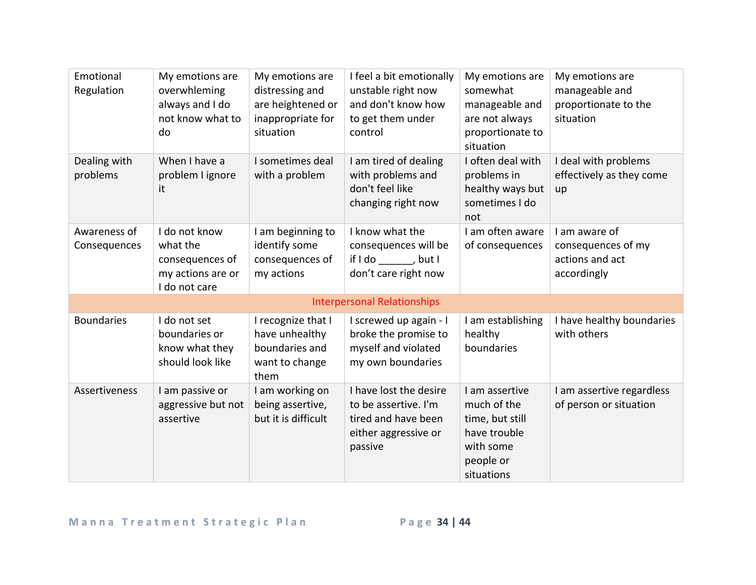| Emotional Regulation | My emotions are overwhleming always and I do not know what to do | My emotions are distressing and are heightened or inappropriate for situation | I feel a bit emotionally unstable right now and don't know how to get them under control | My emotions are somewhat manageable and are not always proportionate to situation | My emotions are manageable and proportionate to the situation |
|---|---|---|---|---|---|
| Dealing with problems | When I have a problem I ignore it | I sometimes deal with a problem | I am tired of dealing with problems and don't feel like changing right now | I often deal with problems in healthy ways but sometimes I do not | I deal with problems effectively as they come up |
| Awareness of Consequences | I do not know what the consequences of my actions are or I do not care | I am beginning to identify some consequences of my actions | I know what the consequences will be if I do ______, but I don't care right now | I am often aware of consequences | I am aware of consequences of my actions and act accordingly |
| | | | Interpersonal Relationships | | |
| Boundaries | I do not set boundaries or know what they should look like | I recognize that I have unhealthy boundaries and want to change them | I screwed up again - I broke the promise to myself and violated my own boundaries | I am establishing healthy boundaries | I have healthy boundaries with others |
| Assertiveness | I am passive or aggressive but not assertive | I am working on being assertive, but it is difficult | I have lost the desire to be assertive. I'm tired and have been either aggressive or passive | I am assertive much of the time, but still have trouble with some people or situations | I am assertive regardless of person or situation |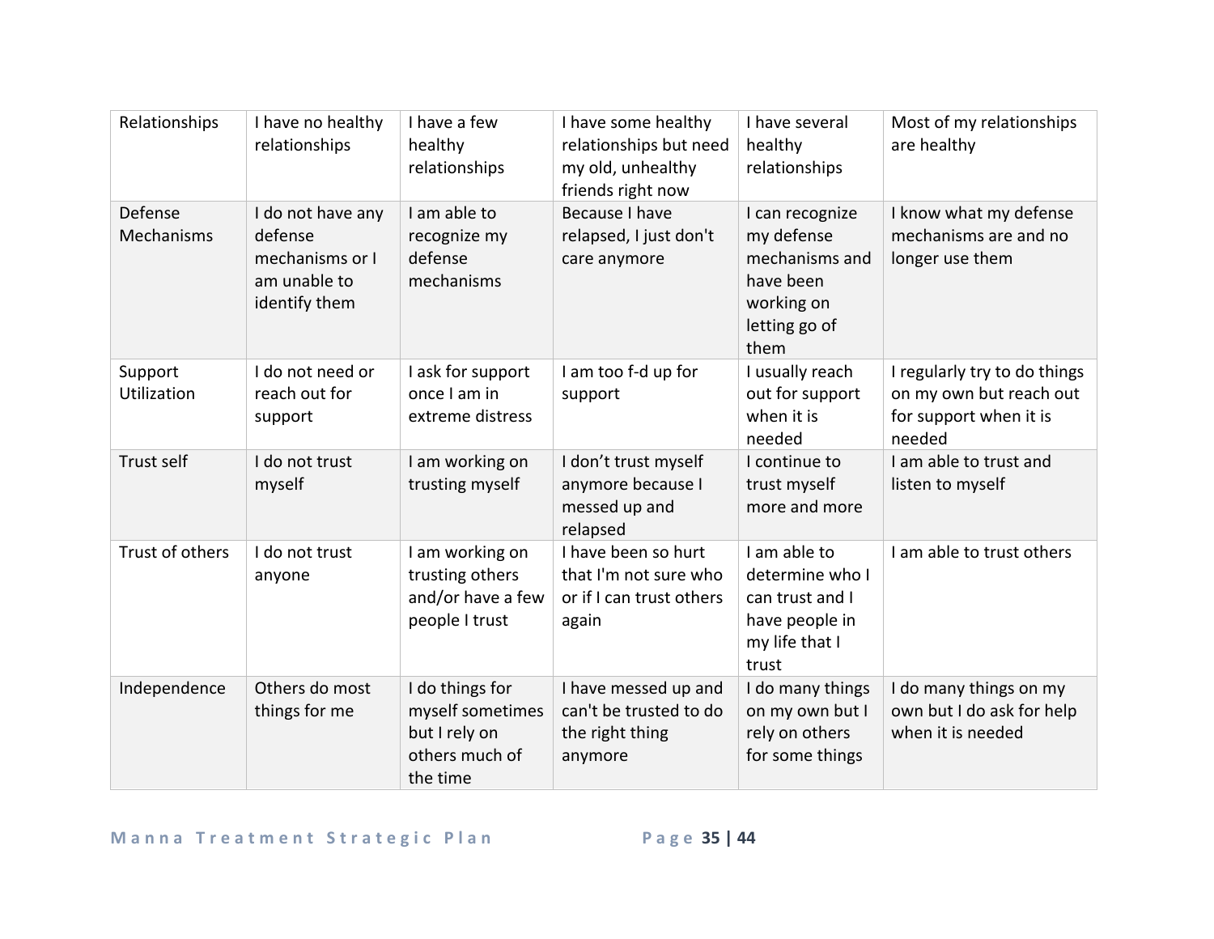| Relationships | I have no healthy relationships | I have a few healthy relationships | I have some healthy relationships but need my old, unhealthy friends right now | I have several healthy relationships | Most of my relationships are healthy |
|---|---|---|---|---|---|
| Defense Mechanisms | I do not have any defense mechanisms or I am unable to identify them | I am able to recognize my defense mechanisms | Because I have relapsed, I just don't care anymore | I can recognize my defense mechanisms and have been working on letting go of them | I know what my defense mechanisms are and no longer use them |
| Support Utilization | I do not need or reach out for support | I ask for support once I am in extreme distress | I am too f-d up for support | I usually reach out for support when it is needed | I regularly try to do things on my own but reach out for support when it is needed |
| Trust self | I do not trust myself | I am working on trusting myself | I don't trust myself anymore because I messed up and relapsed | I continue to trust myself more and more | I am able to trust and listen to myself |
| Trust of others | I do not trust anyone | I am working on trusting others and/or have a few people I trust | I have been so hurt that I'm not sure who or if I can trust others again | I am able to determine who I can trust and I have people in my life that I trust | I am able to trust others |
| Independence | Others do most things for me | I do things for myself sometimes but I rely on others much of the time | I have messed up and can't be trusted to do the right thing anymore | I do many things on my own but I rely on others for some things | I do many things on my own but I do ask for help when it is needed |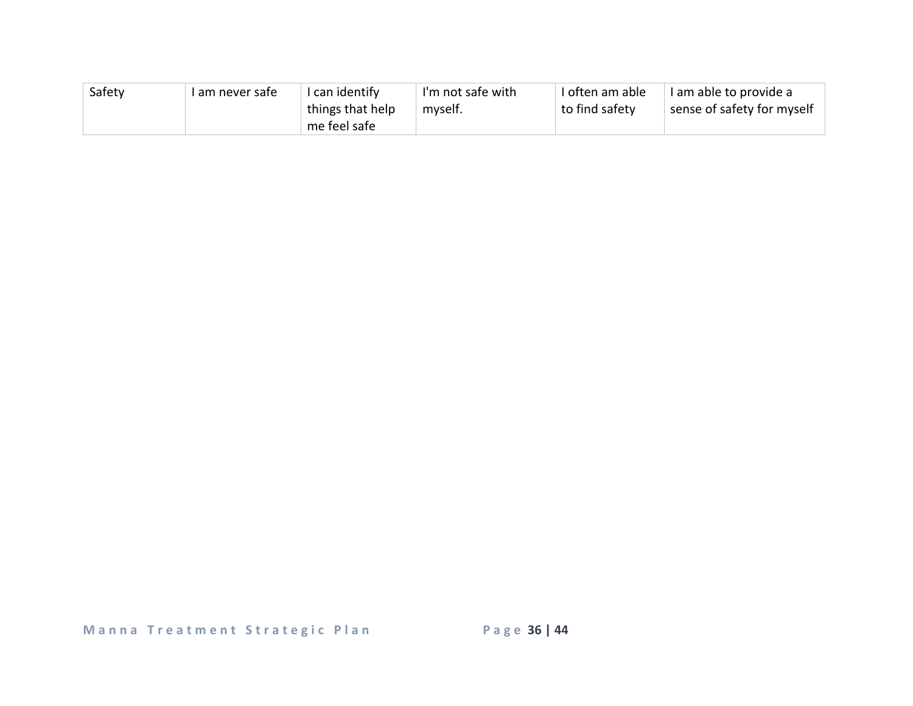| Safety | I am never safe | I can identify things that help me feel safe | I'm not safe with myself. | I often am able to find safety | I am able to provide a sense of safety for myself |
|---|---|---|---|---|---|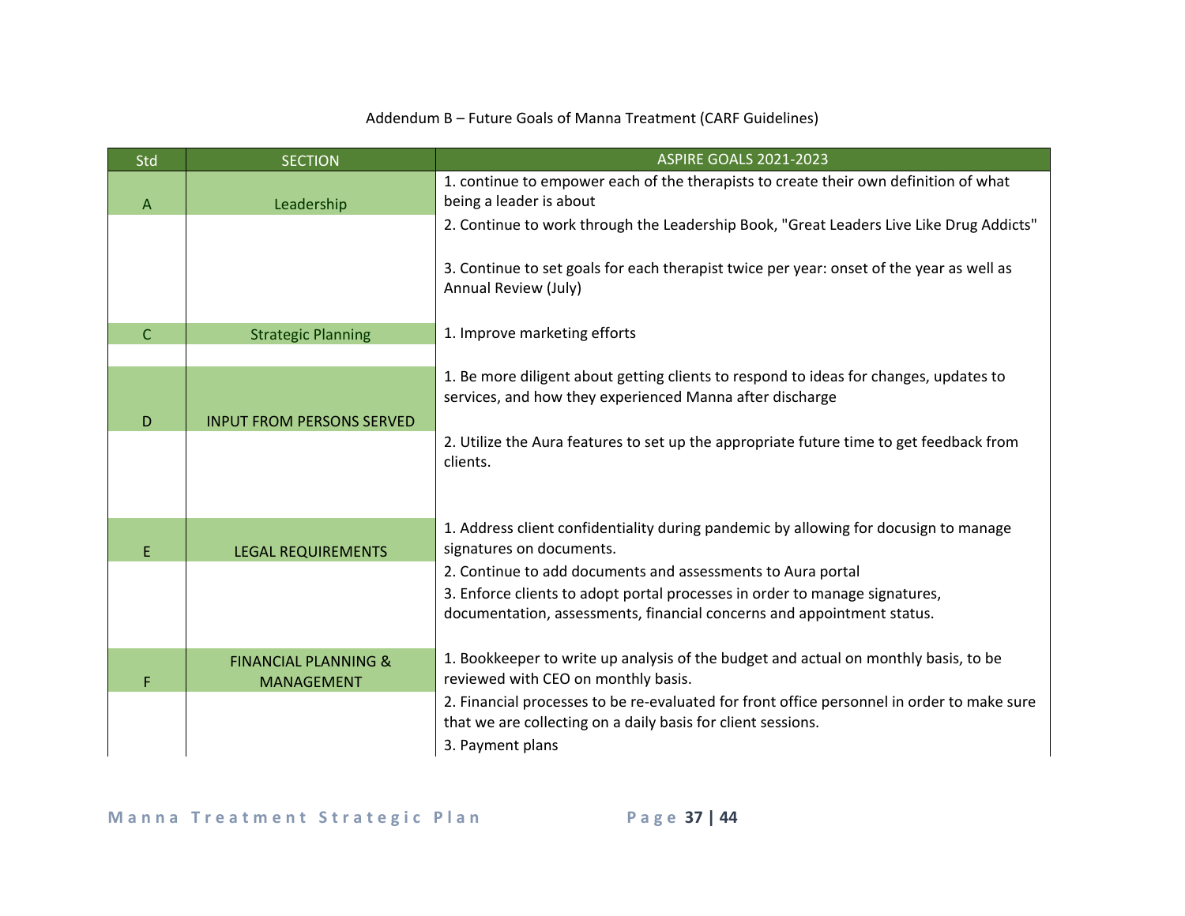Addendum B – Future Goals of Manna Treatment (CARF Guidelines)

| Std | SECTION | ASPIRE GOALS 2021-2023 |
|---|---|---|
| A | Leadership | 1. continue to empower each of the therapists to create their own definition of what being a leader is about |
| | | 2. Continue to work through the Leadership Book, "Great Leaders Live Like Drug Addicts" |
| | | 3. Continue to set goals for each therapist twice per year: onset of the year as well as Annual Review (July) |
| C | Strategic Planning | 1. Improve marketing efforts |
| D | INPUT FROM PERSONS SERVED | 1. Be more diligent about getting clients to respond to ideas for changes, updates to services, and how they experienced Manna after discharge |
| | | 2. Utilize the Aura features to set up the appropriate future time to get feedback from clients. |
| E | LEGAL REQUIREMENTS | 1. Address client confidentiality during pandemic by allowing for docusign to manage signatures on documents. |
| | | 2. Continue to add documents and assessments to Aura portal |
| | | 3. Enforce clients to adopt portal processes in order to manage signatures, documentation, assessments, financial concerns and appointment status. |
| F | FINANCIAL PLANNING & MANAGEMENT | 1. Bookkeeper to write up analysis of the budget and actual on monthly basis, to be reviewed with CEO on monthly basis. |
| | | 2. Financial processes to be re-evaluated for front office personnel in order to make sure that we are collecting on a daily basis for client sessions. |
| | | 3. Payment plans |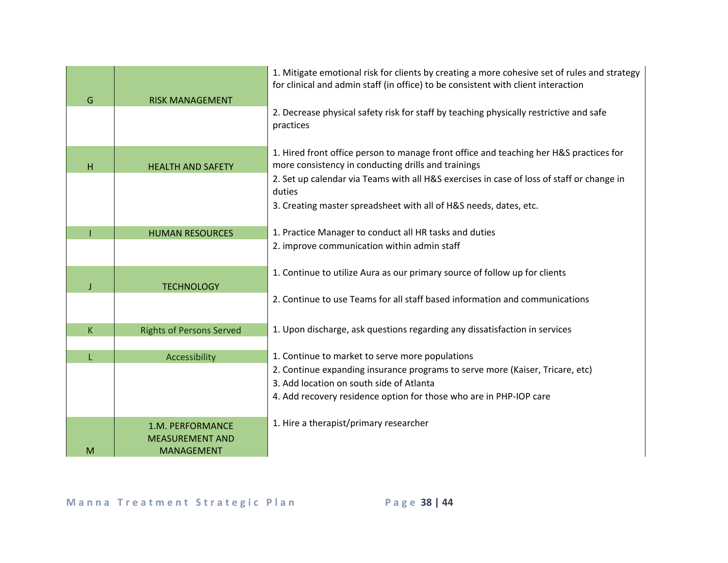| | | |
|---|---|---|
| G | RISK MANAGEMENT | 1. Mitigate emotional risk for clients by creating a more cohesive set of rules and strategy for clinical and admin staff (in office) to be consistent with client interaction |
| | | 2. Decrease physical safety risk for staff by teaching physically restrictive and safe practices |
| H | HEALTH AND SAFETY | 1. Hired front office person to manage front office and teaching her H&S practices for more consistency in conducting drills and trainings |
| | | 2. Set up calendar via Teams with all H&S exercises in case of loss of staff or change in duties<br>3. Creating master spreadsheet with all of H&S needs, dates, etc. |
| I | HUMAN RESOURCES | 1. Practice Manager to conduct all HR tasks and duties |
| | | 2. improve communication within admin staff |
| J | TECHNOLOGY | 1. Continue to utilize Aura as our primary source of follow up for clients |
| | | 2. Continue to use Teams for all staff based information and communications |
| K | Rights of Persons Served | 1. Upon discharge, ask questions regarding any dissatisfaction in services |
| L | Accessibility | 1. Continue to market to serve more populations |
| | | 2. Continue expanding insurance programs to serve more (Kaiser, Tricare, etc)<br>3. Add location on south side of Atlanta<br>4. Add recovery residence option for those who are in PHP-IOP care |
| M | 1.M. PERFORMANCE MEASUREMENT AND MANAGEMENT | 1. Hire a therapist/primary researcher |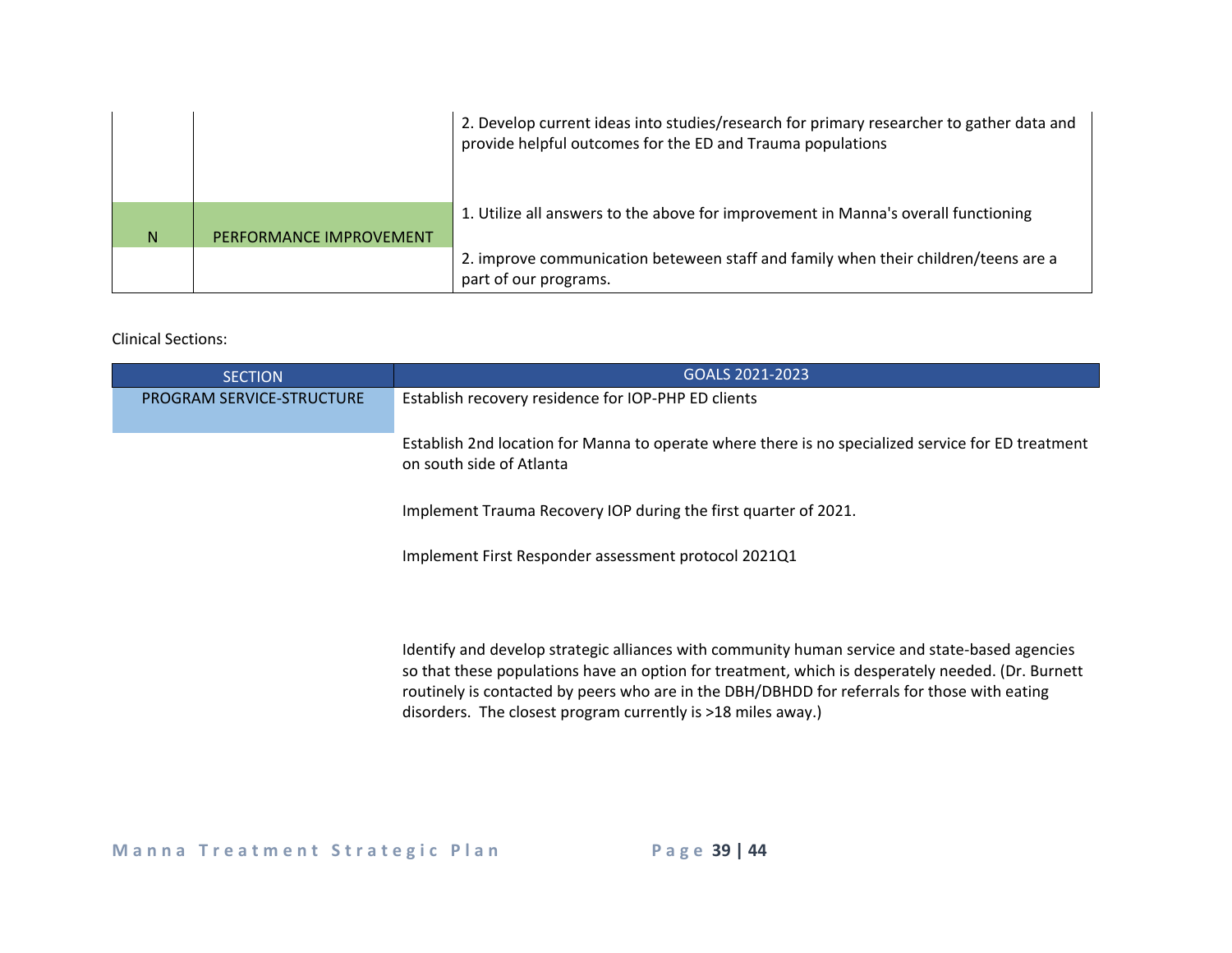| | | |
|---|---|---|
| | | 2. Develop current ideas into studies/research for primary researcher to gather data and provide helpful outcomes for the ED and Trauma populations |
| N | PERFORMANCE IMPROVEMENT | 1. Utilize all answers to the above for improvement in Manna's overall functioning |
| | | 2. improve communication beteween staff and family when their children/teens are a part of our programs. |

Clinical Sections:

| SECTION | GOALS 2021-2023 |
|---|---|
| PROGRAM SERVICE-STRUCTURE | Establish recovery residence for IOP-PHP ED clients |
| | Establish 2nd location for Manna to operate where there is no specialized service for ED treatment on south side of Atlanta |
| | Implement Trauma Recovery IOP during the first quarter of 2021. |
| | Implement First Responder assessment protocol 2021Q1 |
| | Identify and develop strategic alliances with community human service and state-based agencies so that these populations have an option for treatment, which is desperately needed. (Dr. Burnett routinely is contacted by peers who are in the DBH/DBHDD for referrals for those with eating disorders. The closest program currently is >18 miles away.) |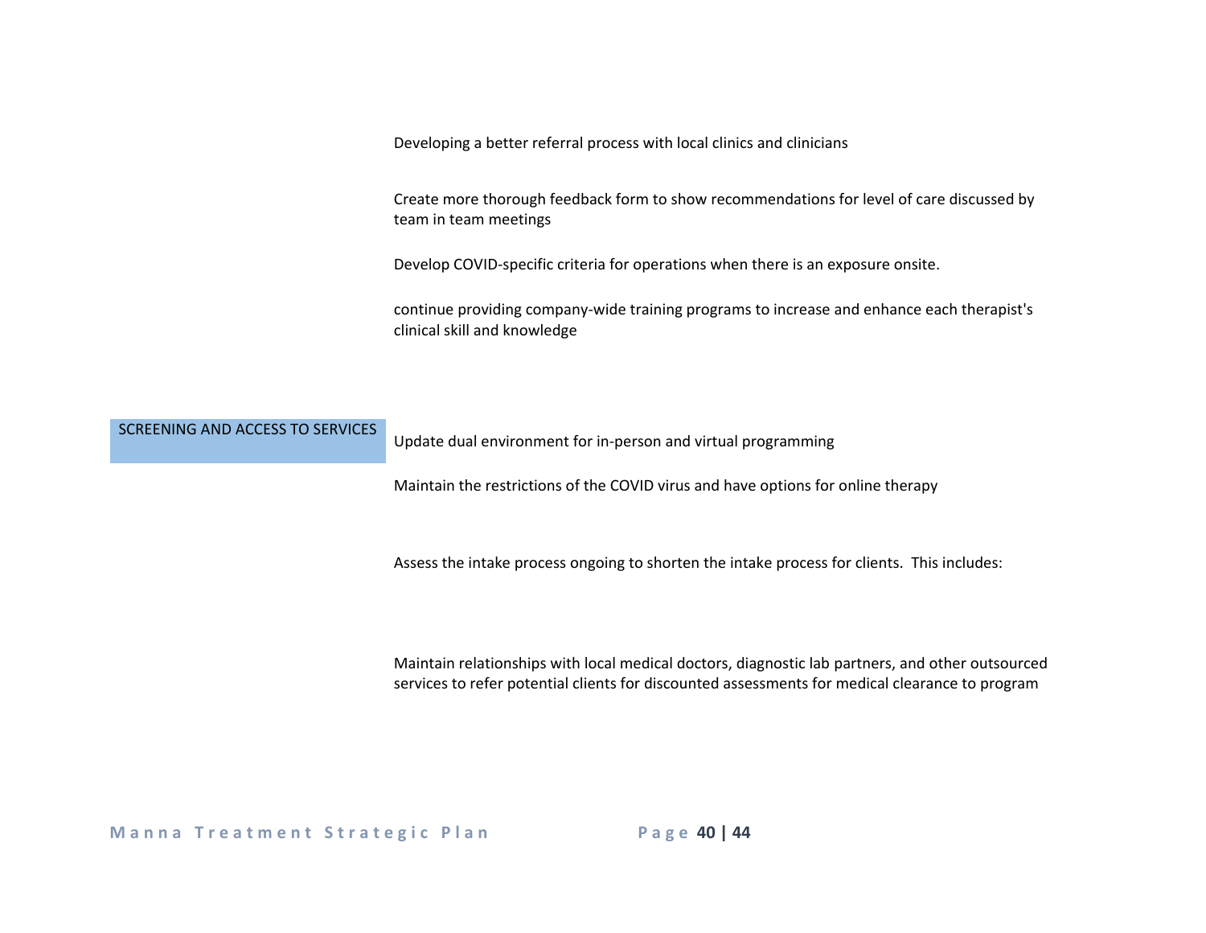Developing a better referral process with local clinics and clinicians

Create more thorough feedback form to show recommendations for level of care discussed by team in team meetings

Develop COVID-specific criteria for operations when there is an exposure onsite.

continue providing company-wide training programs to increase and enhance each therapist's clinical skill and knowledge

| SCREENING AND ACCESS TO SERVICES | Update dual environment for in-person and virtual programming |
| --- | --- |
| | Maintain the restrictions of the COVID virus and have options for online therapy |
| | Assess the intake process ongoing to shorten the intake process for clients. This includes: |
| | Maintain relationships with local medical doctors, diagnostic lab partners, and other outsourced services to refer potential clients for discounted assessments for medical clearance to program |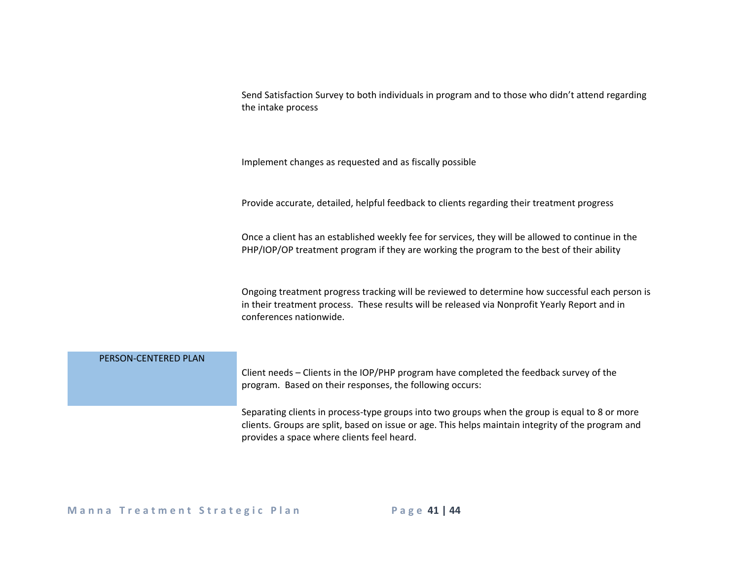Send Satisfaction Survey to both individuals in program and to those who didn't attend regarding the intake process

Implement changes as requested and as fiscally possible

Provide accurate, detailed, helpful feedback to clients regarding their treatment progress

Once a client has an established weekly fee for services, they will be allowed to continue in the PHP/IOP/OP treatment program if they are working the program to the best of their ability

Ongoing treatment progress tracking will be reviewed to determine how successful each person is in their treatment process. These results will be released via Nonprofit Yearly Report and in conferences nationwide.

| PERSON-CENTERED PLAN | |
|---|---|
| | Client needs – Clients in the IOP/PHP program have completed the feedback survey of the program. Based on their responses, the following occurs: |
| | Separating clients in process-type groups into two groups when the group is equal to 8 or more clients. Groups are split, based on issue or age. This helps maintain integrity of the program and provides a space where clients feel heard. |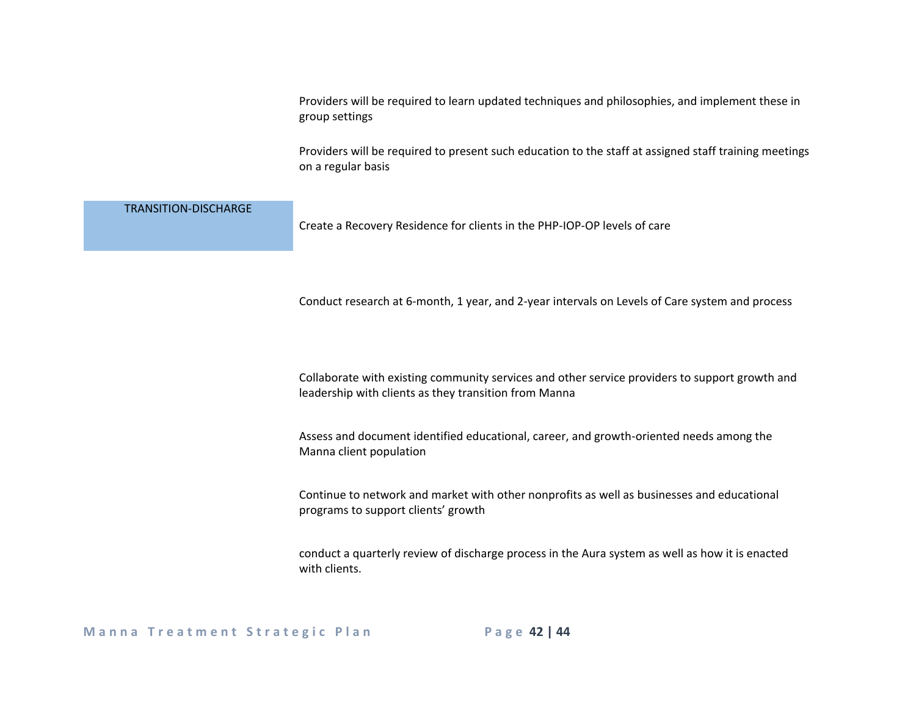Providers will be required to learn updated techniques and philosophies, and implement these in group settings

Providers will be required to present such education to the staff at assigned staff training meetings on a regular basis

| TRANSITION-DISCHARGE | |
|---|---|
| | Create a Recovery Residence for clients in the PHP-IOP-OP levels of care |
| | Conduct research at 6-month, 1 year, and 2-year intervals on Levels of Care system and process |
| | Collaborate with existing community services and other service providers to support growth and leadership with clients as they transition from Manna |
| | Assess and document identified educational, career, and growth-oriented needs among the Manna client population |
| | Continue to network and market with other nonprofits as well as businesses and educational programs to support clients' growth |
| | conduct a quarterly review of discharge process in the Aura system as well as how it is enacted with clients. |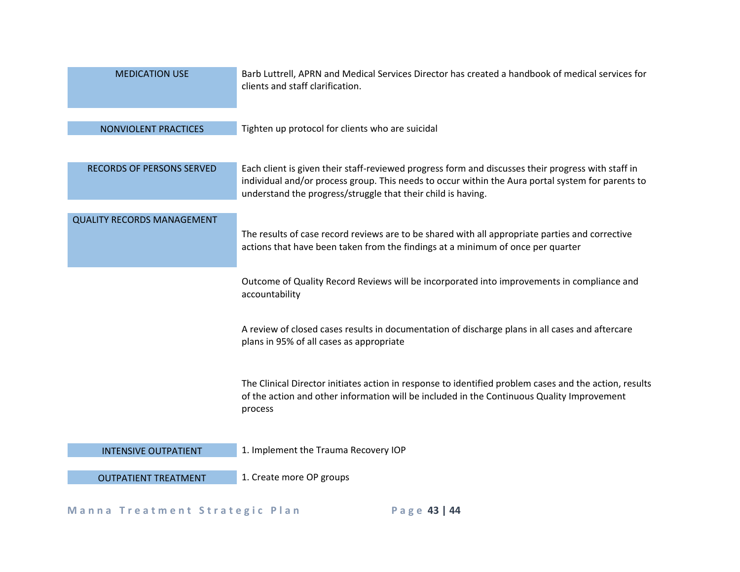| | |
|---|---|
| MEDICATION USE | Barb Luttrell, APRN and Medical Services Director has created a handbook of medical services for clients and staff clarification. |
| NONVIOLENT PRACTICES | Tighten up protocol for clients who are suicidal |
| RECORDS OF PERSONS SERVED | Each client is given their staff-reviewed progress form and discusses their progress with staff in individual and/or process group. This needs to occur within the Aura portal system for parents to understand the progress/struggle that their child is having. |
| QUALITY RECORDS MANAGEMENT | The results of case record reviews are to be shared with all appropriate parties and corrective actions that have been taken from the findings at a minimum of once per quarter |
| | Outcome of Quality Record Reviews will be incorporated into improvements in compliance and accountability |
| | A review of closed cases results in documentation of discharge plans in all cases and aftercare plans in 95% of all cases as appropriate |
| | The Clinical Director initiates action in response to identified problem cases and the action, results of the action and other information will be included in the Continuous Quality Improvement process |
| INTENSIVE OUTPATIENT | 1. Implement the Trauma Recovery IOP |
| OUTPATIENT TREATMENT | 1. Create more OP groups |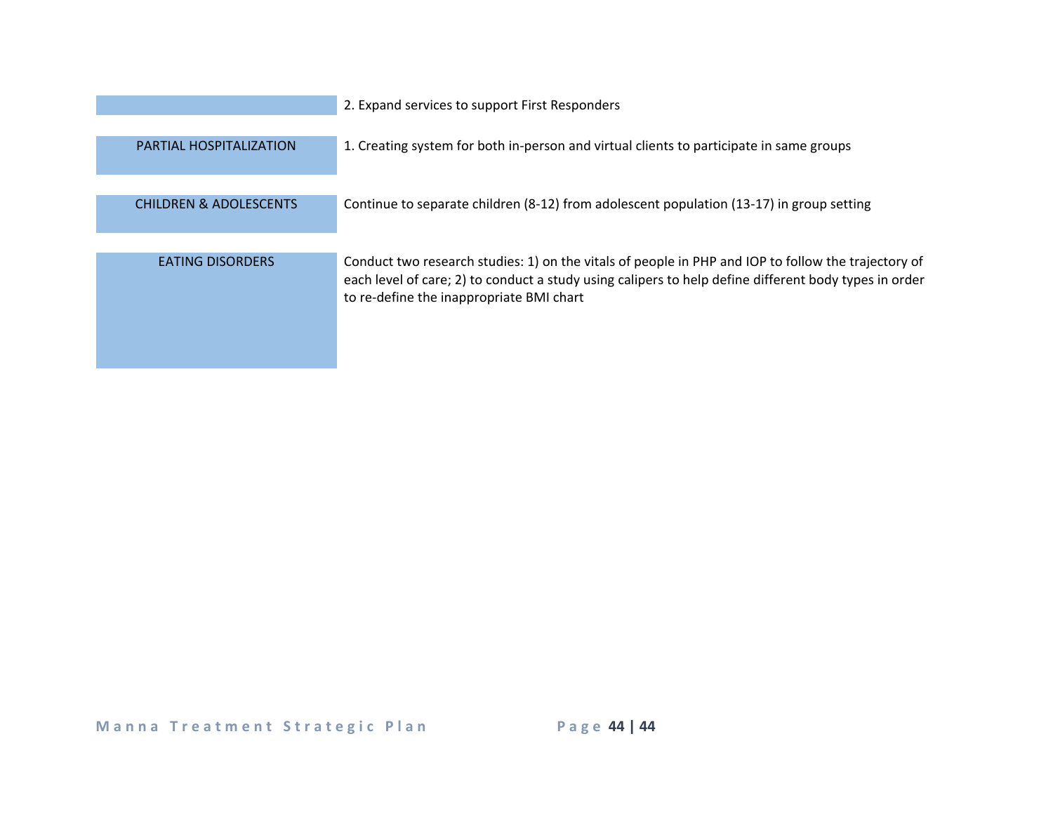| | |
|---|---|
| | 2. Expand services to support First Responders |
| PARTIAL HOSPITALIZATION | 1. Creating system for both in-person and virtual clients to participate in same groups |
| CHILDREN & ADOLESCENTS | Continue to separate children (8-12) from adolescent population (13-17) in group setting |
| EATING DISORDERS | Conduct two research studies: 1) on the vitals of people in PHP and IOP to follow the trajectory of each level of care; 2) to conduct a study using calipers to help define different body types in order to re-define the inappropriate BMI chart |